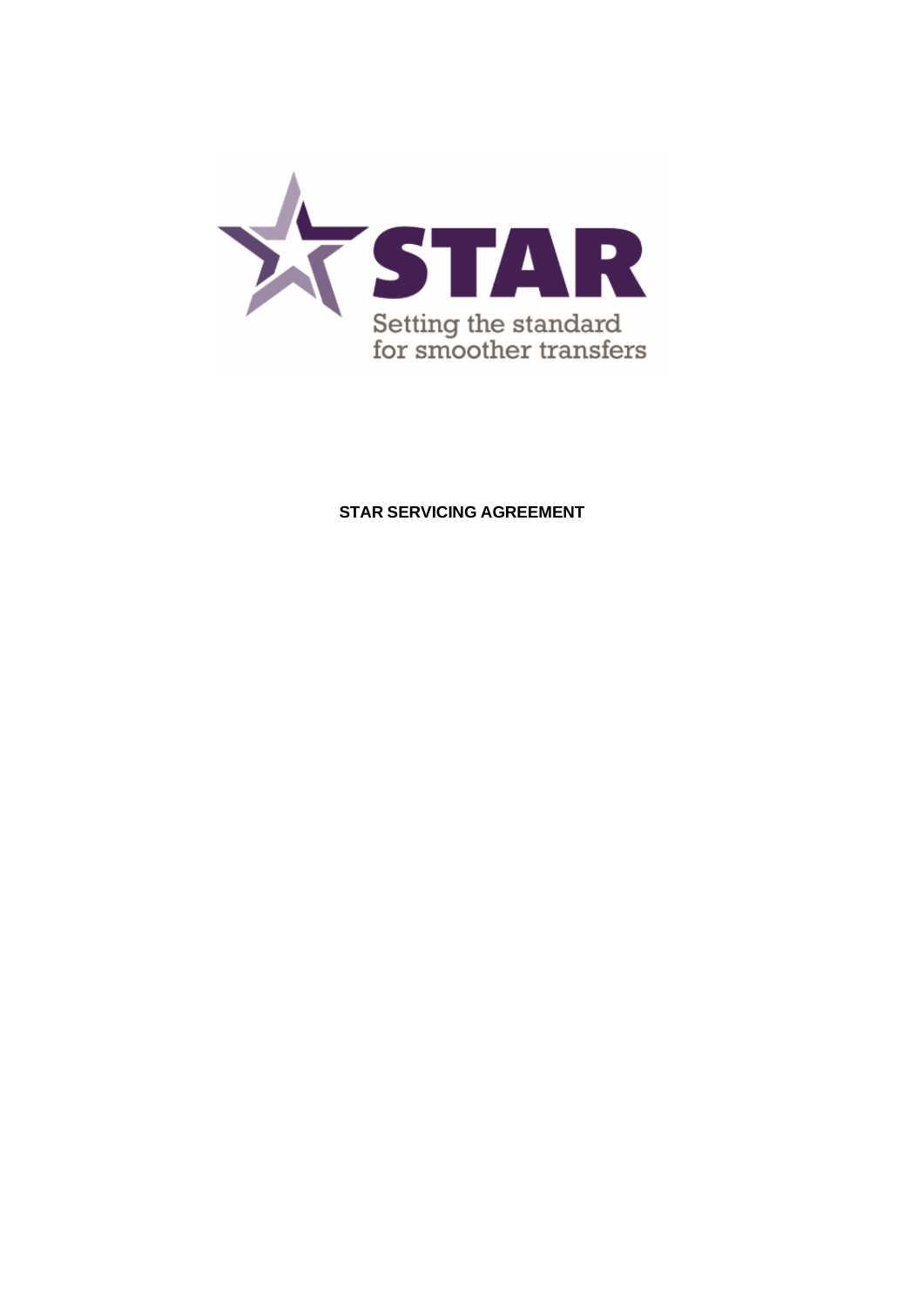STAR

Setting the standard for smoother transfers

**STAR SERVICING AGREEMENT**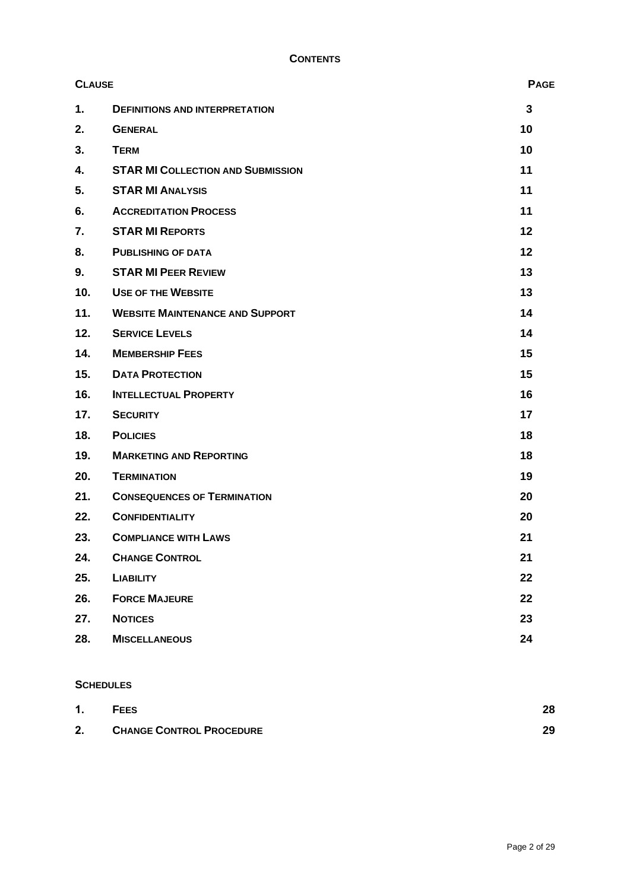## CONTENTS

| CLAUSE | | PAGE |
|---|---|---|
| 1. | DEFINITIONS AND INTERPRETATION | 3 |
| 2. | GENERAL | 10 |
| 3. | TERM | 10 |
| 4. | STAR MI COLLECTION AND SUBMISSION | 11 |
| 5. | STAR MI ANALYSIS | 11 |
| 6. | ACCREDITATION PROCESS | 11 |
| 7. | STAR MI REPORTS | 12 |
| 8. | PUBLISHING OF DATA | 12 |
| 9. | STAR MI PEER REVIEW | 13 |
| 10. | USE OF THE WEBSITE | 13 |
| 11. | WEBSITE MAINTENANCE AND SUPPORT | 14 |
| 12. | SERVICE LEVELS | 14 |
| 14. | MEMBERSHIP FEES | 15 |
| 15. | DATA PROTECTION | 15 |
| 16. | INTELLECTUAL PROPERTY | 16 |
| 17. | SECURITY | 17 |
| 18. | POLICIES | 18 |
| 19. | MARKETING AND REPORTING | 18 |
| 20. | TERMINATION | 19 |
| 21. | CONSEQUENCES OF TERMINATION | 20 |
| 22. | CONFIDENTIALITY | 20 |
| 23. | COMPLIANCE WITH LAWS | 21 |
| 24. | CHANGE CONTROL | 21 |
| 25. | LIABILITY | 22 |
| 26. | FORCE MAJEURE | 22 |
| 27. | NOTICES | 23 |
| 28. | MISCELLANEOUS | 24 |

**SCHEDULES**

| | | |
|---|---|---|
| 1. | FEES | 28 |
| 2. | CHANGE CONTROL PROCEDURE | 29 |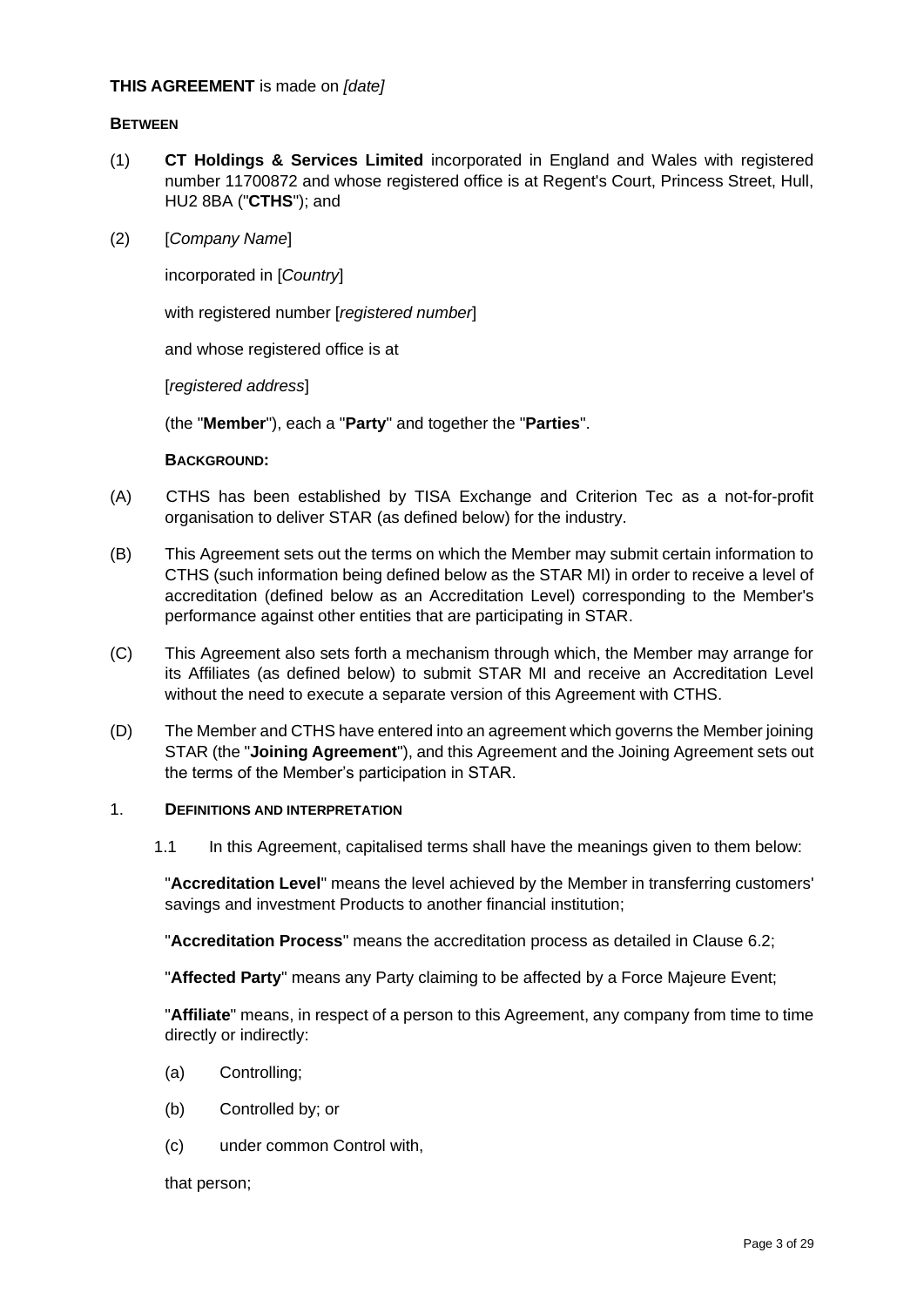**THIS AGREEMENT** is made on *[date]*

**BETWEEN**

(1) **CT Holdings & Services Limited** incorporated in England and Wales with registered number 11700872 and whose registered office is at Regent's Court, Princess Street, Hull, HU2 8BA ("**CTHS**"); and

(2) [*Company Name*]

incorporated in [*Country*]

with registered number [*registered number*]

and whose registered office is at

[*registered address*]

(the "**Member**"), each a "**Party**" and together the "**Parties**".

**BACKGROUND:**

(A) CTHS has been established by TISA Exchange and Criterion Tec as a not-for-profit organisation to deliver STAR (as defined below) for the industry.

(B) This Agreement sets out the terms on which the Member may submit certain information to CTHS (such information being defined below as the STAR MI) in order to receive a level of accreditation (defined below as an Accreditation Level) corresponding to the Member's performance against other entities that are participating in STAR.

(C) This Agreement also sets forth a mechanism through which, the Member may arrange for its Affiliates (as defined below) to submit STAR MI and receive an Accreditation Level without the need to execute a separate version of this Agreement with CTHS.

(D) The Member and CTHS have entered into an agreement which governs the Member joining STAR (the "**Joining Agreement**"), and this Agreement and the Joining Agreement sets out the terms of the Member's participation in STAR.

1. **DEFINITIONS AND INTERPRETATION**

1.1 In this Agreement, capitalised terms shall have the meanings given to them below:

"**Accreditation Level**" means the level achieved by the Member in transferring customers' savings and investment Products to another financial institution;

"**Accreditation Process**" means the accreditation process as detailed in Clause 6.2;

"**Affected Party**" means any Party claiming to be affected by a Force Majeure Event;

"**Affiliate**" means, in respect of a person to this Agreement, any company from time to time directly or indirectly:

(a) Controlling;

(b) Controlled by; or

(c) under common Control with,

that person;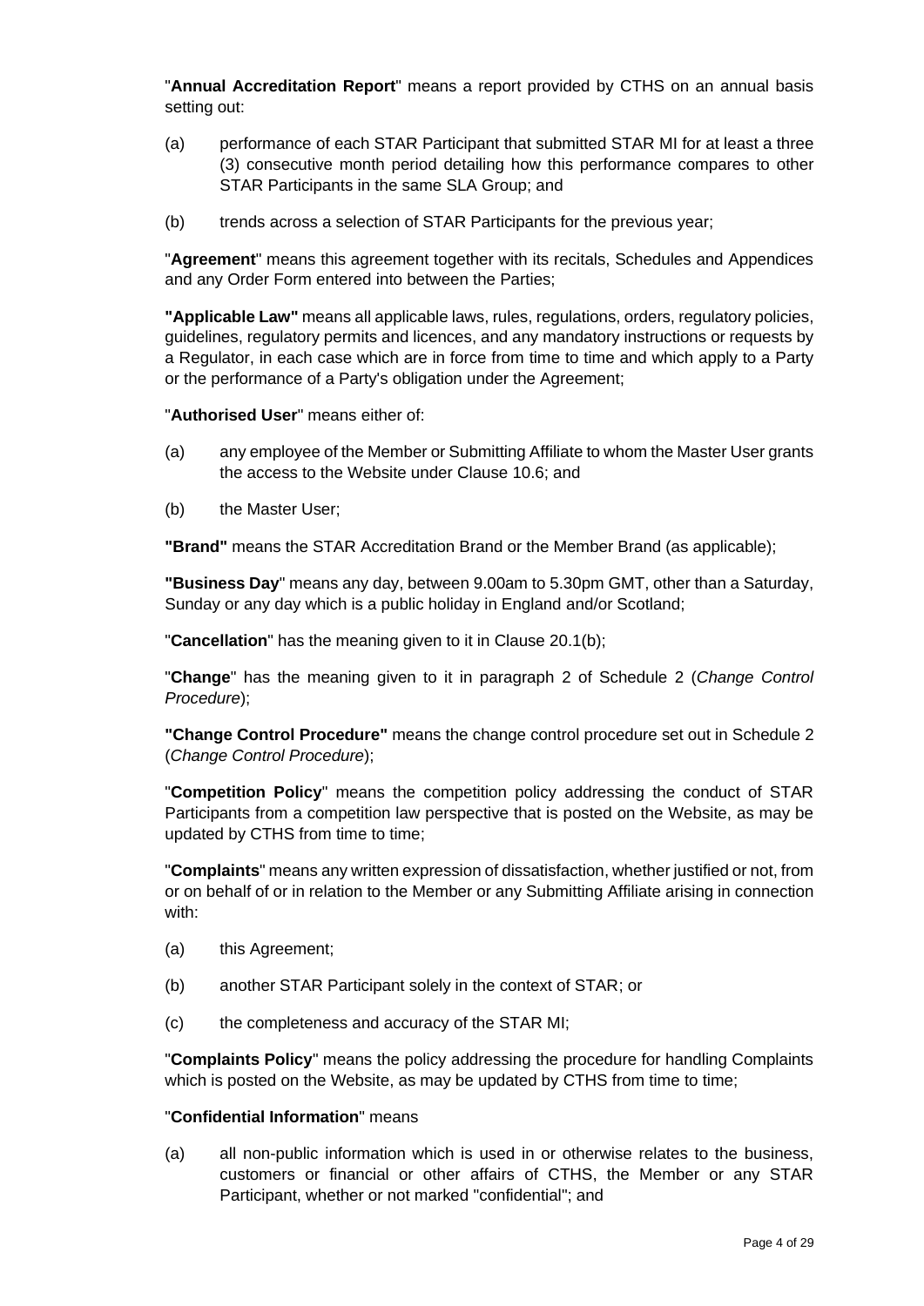"**Annual Accreditation Report**" means a report provided by CTHS on an annual basis setting out:

(a) performance of each STAR Participant that submitted STAR MI for at least a three (3) consecutive month period detailing how this performance compares to other STAR Participants in the same SLA Group; and

(b) trends across a selection of STAR Participants for the previous year;

"**Agreement**" means this agreement together with its recitals, Schedules and Appendices and any Order Form entered into between the Parties;

**"Applicable Law"** means all applicable laws, rules, regulations, orders, regulatory policies, guidelines, regulatory permits and licences, and any mandatory instructions or requests by a Regulator, in each case which are in force from time to time and which apply to a Party or the performance of a Party's obligation under the Agreement;

"**Authorised User**" means either of:

(a) any employee of the Member or Submitting Affiliate to whom the Master User grants the access to the Website under Clause 10.6; and

(b) the Master User;

**"Brand"** means the STAR Accreditation Brand or the Member Brand (as applicable);

**"Business Day**" means any day, between 9.00am to 5.30pm GMT, other than a Saturday, Sunday or any day which is a public holiday in England and/or Scotland;

"**Cancellation**" has the meaning given to it in Clause 20.1(b);

"**Change**" has the meaning given to it in paragraph 2 of Schedule 2 (*Change Control Procedure*);

**"Change Control Procedure"** means the change control procedure set out in Schedule 2 (*Change Control Procedure*);

"**Competition Policy**" means the competition policy addressing the conduct of STAR Participants from a competition law perspective that is posted on the Website, as may be updated by CTHS from time to time;

"**Complaints**" means any written expression of dissatisfaction, whether justified or not, from or on behalf of or in relation to the Member or any Submitting Affiliate arising in connection with:

(a) this Agreement;

(b) another STAR Participant solely in the context of STAR; or

(c) the completeness and accuracy of the STAR MI;

"**Complaints Policy**" means the policy addressing the procedure for handling Complaints which is posted on the Website, as may be updated by CTHS from time to time;

"**Confidential Information**" means

(a) all non-public information which is used in or otherwise relates to the business, customers or financial or other affairs of CTHS, the Member or any STAR Participant, whether or not marked "confidential"; and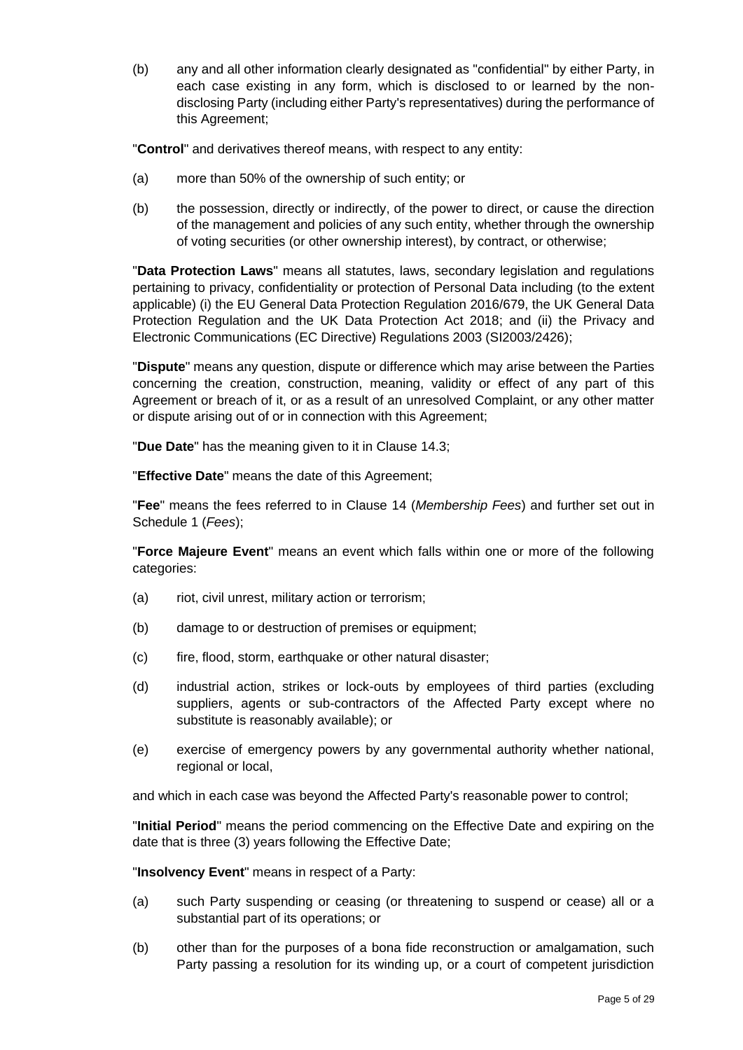(b) any and all other information clearly designated as "confidential" by either Party, in each case existing in any form, which is disclosed to or learned by the non-disclosing Party (including either Party's representatives) during the performance of this Agreement;

"**Control**" and derivatives thereof means, with respect to any entity:

(a) more than 50% of the ownership of such entity; or

(b) the possession, directly or indirectly, of the power to direct, or cause the direction of the management and policies of any such entity, whether through the ownership of voting securities (or other ownership interest), by contract, or otherwise;

"**Data Protection Laws**" means all statutes, laws, secondary legislation and regulations pertaining to privacy, confidentiality or protection of Personal Data including (to the extent applicable) (i) the EU General Data Protection Regulation 2016/679, the UK General Data Protection Regulation and the UK Data Protection Act 2018; and (ii) the Privacy and Electronic Communications (EC Directive) Regulations 2003 (SI2003/2426);

"**Dispute**" means any question, dispute or difference which may arise between the Parties concerning the creation, construction, meaning, validity or effect of any part of this Agreement or breach of it, or as a result of an unresolved Complaint, or any other matter or dispute arising out of or in connection with this Agreement;

"**Due Date**" has the meaning given to it in Clause 14.3;

"**Effective Date**" means the date of this Agreement;

"**Fee**" means the fees referred to in Clause 14 (*Membership Fees*) and further set out in Schedule 1 (*Fees*);

"**Force Majeure Event**" means an event which falls within one or more of the following categories:

(a) riot, civil unrest, military action or terrorism;

(b) damage to or destruction of premises or equipment;

(c) fire, flood, storm, earthquake or other natural disaster;

(d) industrial action, strikes or lock-outs by employees of third parties (excluding suppliers, agents or sub-contractors of the Affected Party except where no substitute is reasonably available); or

(e) exercise of emergency powers by any governmental authority whether national, regional or local,

and which in each case was beyond the Affected Party's reasonable power to control;

"**Initial Period**" means the period commencing on the Effective Date and expiring on the date that is three (3) years following the Effective Date;

"**Insolvency Event**" means in respect of a Party:

(a) such Party suspending or ceasing (or threatening to suspend or cease) all or a substantial part of its operations; or

(b) other than for the purposes of a bona fide reconstruction or amalgamation, such Party passing a resolution for its winding up, or a court of competent jurisdiction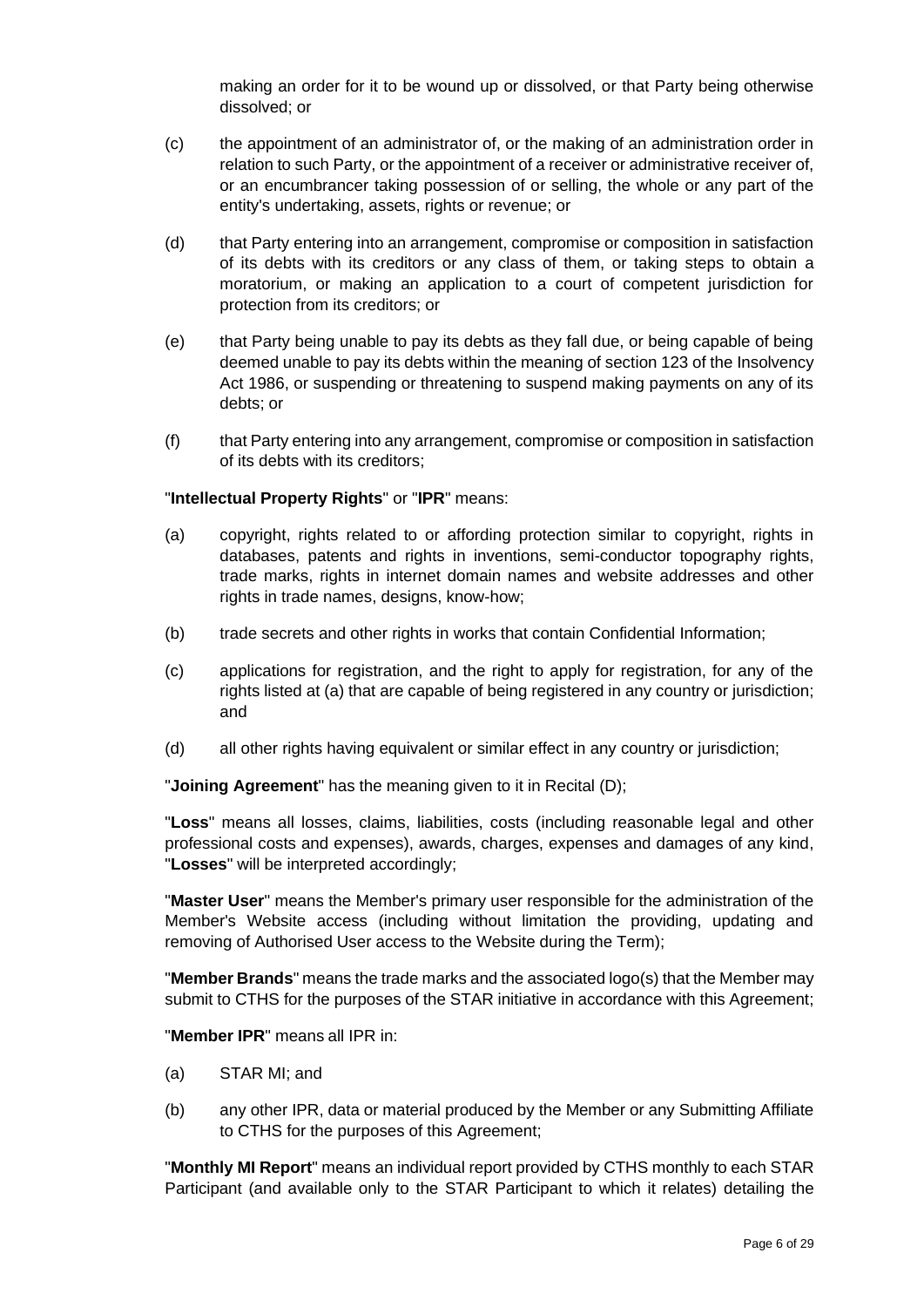making an order for it to be wound up or dissolved, or that Party being otherwise dissolved; or

(c) the appointment of an administrator of, or the making of an administration order in relation to such Party, or the appointment of a receiver or administrative receiver of, or an encumbrancer taking possession of or selling, the whole or any part of the entity's undertaking, assets, rights or revenue; or

(d) that Party entering into an arrangement, compromise or composition in satisfaction of its debts with its creditors or any class of them, or taking steps to obtain a moratorium, or making an application to a court of competent jurisdiction for protection from its creditors; or

(e) that Party being unable to pay its debts as they fall due, or being capable of being deemed unable to pay its debts within the meaning of section 123 of the Insolvency Act 1986, or suspending or threatening to suspend making payments on any of its debts; or

(f) that Party entering into any arrangement, compromise or composition in satisfaction of its debts with its creditors;

"**Intellectual Property Rights**" or "**IPR**" means:

(a) copyright, rights related to or affording protection similar to copyright, rights in databases, patents and rights in inventions, semi-conductor topography rights, trade marks, rights in internet domain names and website addresses and other rights in trade names, designs, know-how;

(b) trade secrets and other rights in works that contain Confidential Information;

(c) applications for registration, and the right to apply for registration, for any of the rights listed at (a) that are capable of being registered in any country or jurisdiction; and

(d) all other rights having equivalent or similar effect in any country or jurisdiction;

"**Joining Agreement**" has the meaning given to it in Recital (D);

"**Loss**" means all losses, claims, liabilities, costs (including reasonable legal and other professional costs and expenses), awards, charges, expenses and damages of any kind, "**Losses**" will be interpreted accordingly;

"**Master User**" means the Member's primary user responsible for the administration of the Member's Website access (including without limitation the providing, updating and removing of Authorised User access to the Website during the Term);

"**Member Brands**" means the trade marks and the associated logo(s) that the Member may submit to CTHS for the purposes of the STAR initiative in accordance with this Agreement;

"**Member IPR**" means all IPR in:

(a) STAR MI; and

(b) any other IPR, data or material produced by the Member or any Submitting Affiliate to CTHS for the purposes of this Agreement;

"**Monthly MI Report**" means an individual report provided by CTHS monthly to each STAR Participant (and available only to the STAR Participant to which it relates) detailing the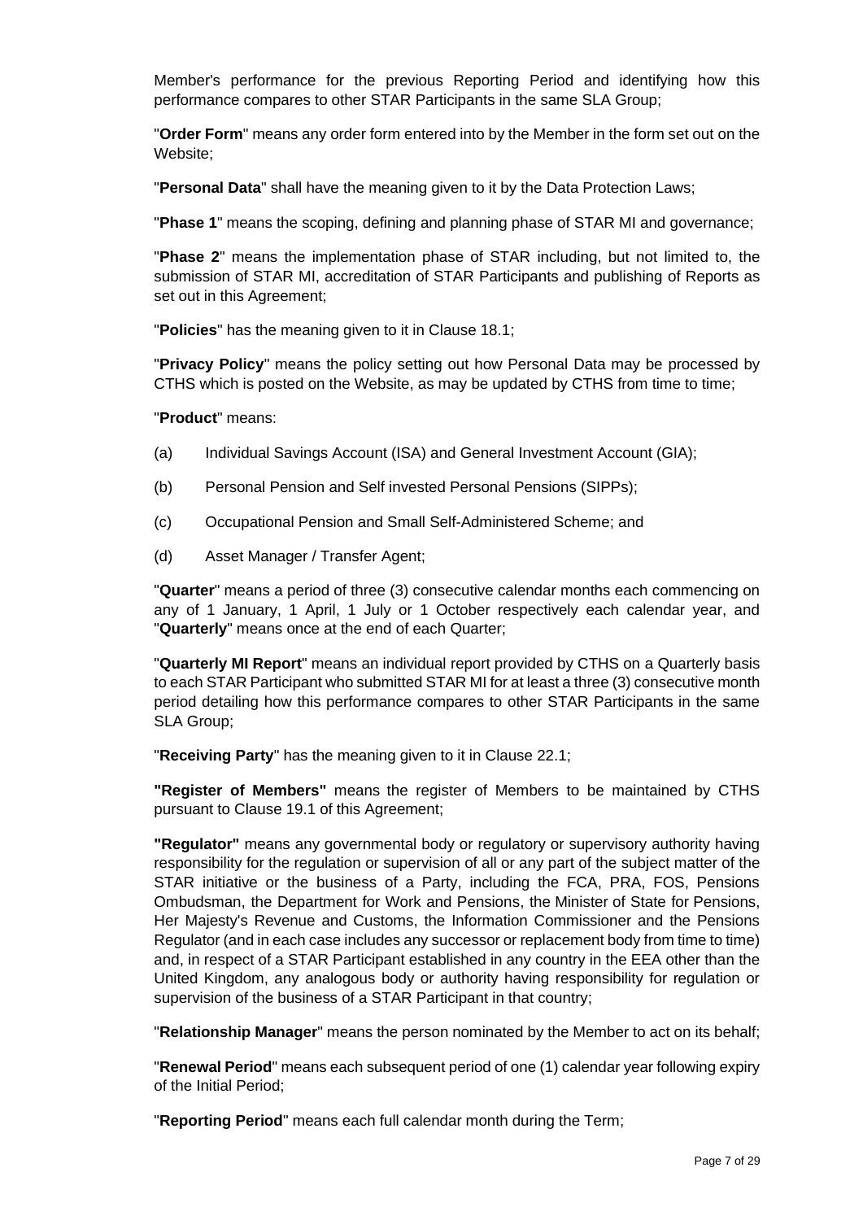Member's performance for the previous Reporting Period and identifying how this performance compares to other STAR Participants in the same SLA Group;

"**Order Form**" means any order form entered into by the Member in the form set out on the Website;

"**Personal Data**" shall have the meaning given to it by the Data Protection Laws;

"**Phase 1**" means the scoping, defining and planning phase of STAR MI and governance;

"**Phase 2**" means the implementation phase of STAR including, but not limited to, the submission of STAR MI, accreditation of STAR Participants and publishing of Reports as set out in this Agreement;

"**Policies**" has the meaning given to it in Clause 18.1;

"**Privacy Policy**" means the policy setting out how Personal Data may be processed by CTHS which is posted on the Website, as may be updated by CTHS from time to time;

"**Product**" means:

(a) Individual Savings Account (ISA) and General Investment Account (GIA);

(b) Personal Pension and Self invested Personal Pensions (SIPPs);

(c) Occupational Pension and Small Self-Administered Scheme; and

(d) Asset Manager / Transfer Agent;

"**Quarter**" means a period of three (3) consecutive calendar months each commencing on any of 1 January, 1 April, 1 July or 1 October respectively each calendar year, and "**Quarterly**" means once at the end of each Quarter;

"**Quarterly MI Report**" means an individual report provided by CTHS on a Quarterly basis to each STAR Participant who submitted STAR MI for at least a three (3) consecutive month period detailing how this performance compares to other STAR Participants in the same SLA Group;

"**Receiving Party**" has the meaning given to it in Clause 22.1;

**"Register of Members"** means the register of Members to be maintained by CTHS pursuant to Clause 19.1 of this Agreement;

**"Regulator"** means any governmental body or regulatory or supervisory authority having responsibility for the regulation or supervision of all or any part of the subject matter of the STAR initiative or the business of a Party, including the FCA, PRA, FOS, Pensions Ombudsman, the Department for Work and Pensions, the Minister of State for Pensions, Her Majesty's Revenue and Customs, the Information Commissioner and the Pensions Regulator (and in each case includes any successor or replacement body from time to time) and, in respect of a STAR Participant established in any country in the EEA other than the United Kingdom, any analogous body or authority having responsibility for regulation or supervision of the business of a STAR Participant in that country;

"**Relationship Manager**" means the person nominated by the Member to act on its behalf;

"**Renewal Period**" means each subsequent period of one (1) calendar year following expiry of the Initial Period;

"**Reporting Period**" means each full calendar month during the Term;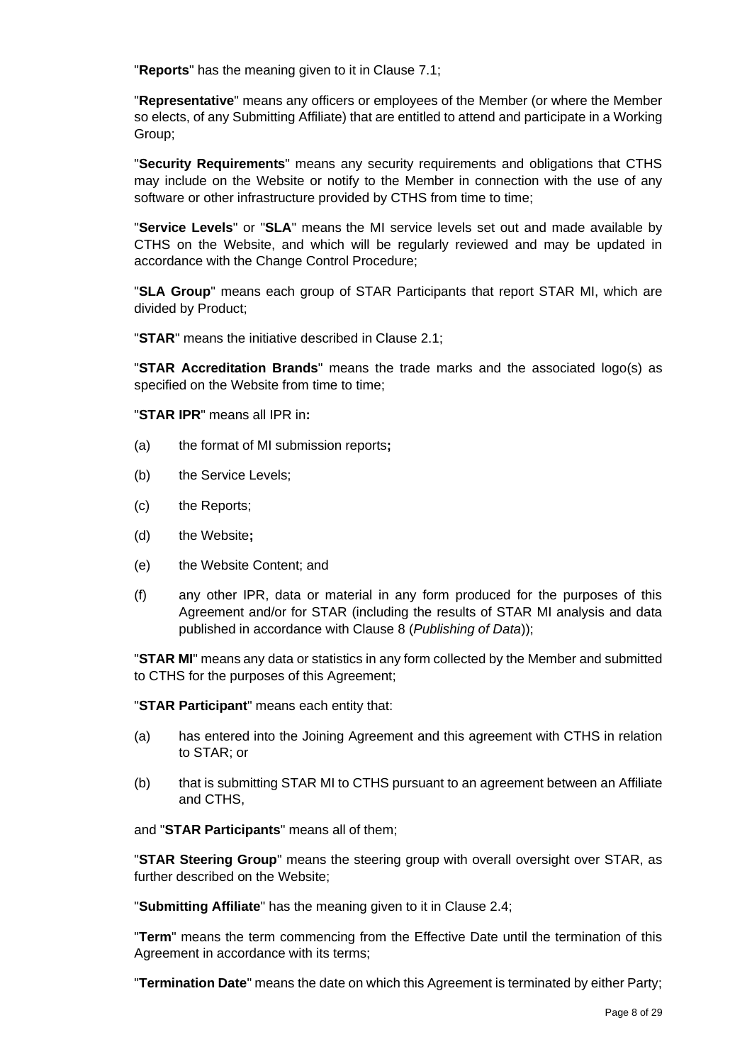"**Reports**" has the meaning given to it in Clause 7.1;

"**Representative**" means any officers or employees of the Member (or where the Member so elects, of any Submitting Affiliate) that are entitled to attend and participate in a Working Group;

"**Security Requirements**" means any security requirements and obligations that CTHS may include on the Website or notify to the Member in connection with the use of any software or other infrastructure provided by CTHS from time to time;

"**Service Levels**" or "**SLA**" means the MI service levels set out and made available by CTHS on the Website, and which will be regularly reviewed and may be updated in accordance with the Change Control Procedure;

"**SLA Group**" means each group of STAR Participants that report STAR MI, which are divided by Product;

"**STAR**" means the initiative described in Clause 2.1;

"**STAR Accreditation Brands**" means the trade marks and the associated logo(s) as specified on the Website from time to time;

"**STAR IPR**" means all IPR in**:**

(a) the format of MI submission reports**;**

(b) the Service Levels;

(c) the Reports;

(d) the Website**;**

(e) the Website Content; and

(f) any other IPR, data or material in any form produced for the purposes of this Agreement and/or for STAR (including the results of STAR MI analysis and data published in accordance with Clause 8 (*Publishing of Data*));

"**STAR MI**" means any data or statistics in any form collected by the Member and submitted to CTHS for the purposes of this Agreement;

"**STAR Participant**" means each entity that:

(a) has entered into the Joining Agreement and this agreement with CTHS in relation to STAR; or

(b) that is submitting STAR MI to CTHS pursuant to an agreement between an Affiliate and CTHS,

and "**STAR Participants**" means all of them;

"**STAR Steering Group**" means the steering group with overall oversight over STAR, as further described on the Website;

"**Submitting Affiliate**" has the meaning given to it in Clause 2.4;

"**Term**" means the term commencing from the Effective Date until the termination of this Agreement in accordance with its terms;

"**Termination Date**" means the date on which this Agreement is terminated by either Party;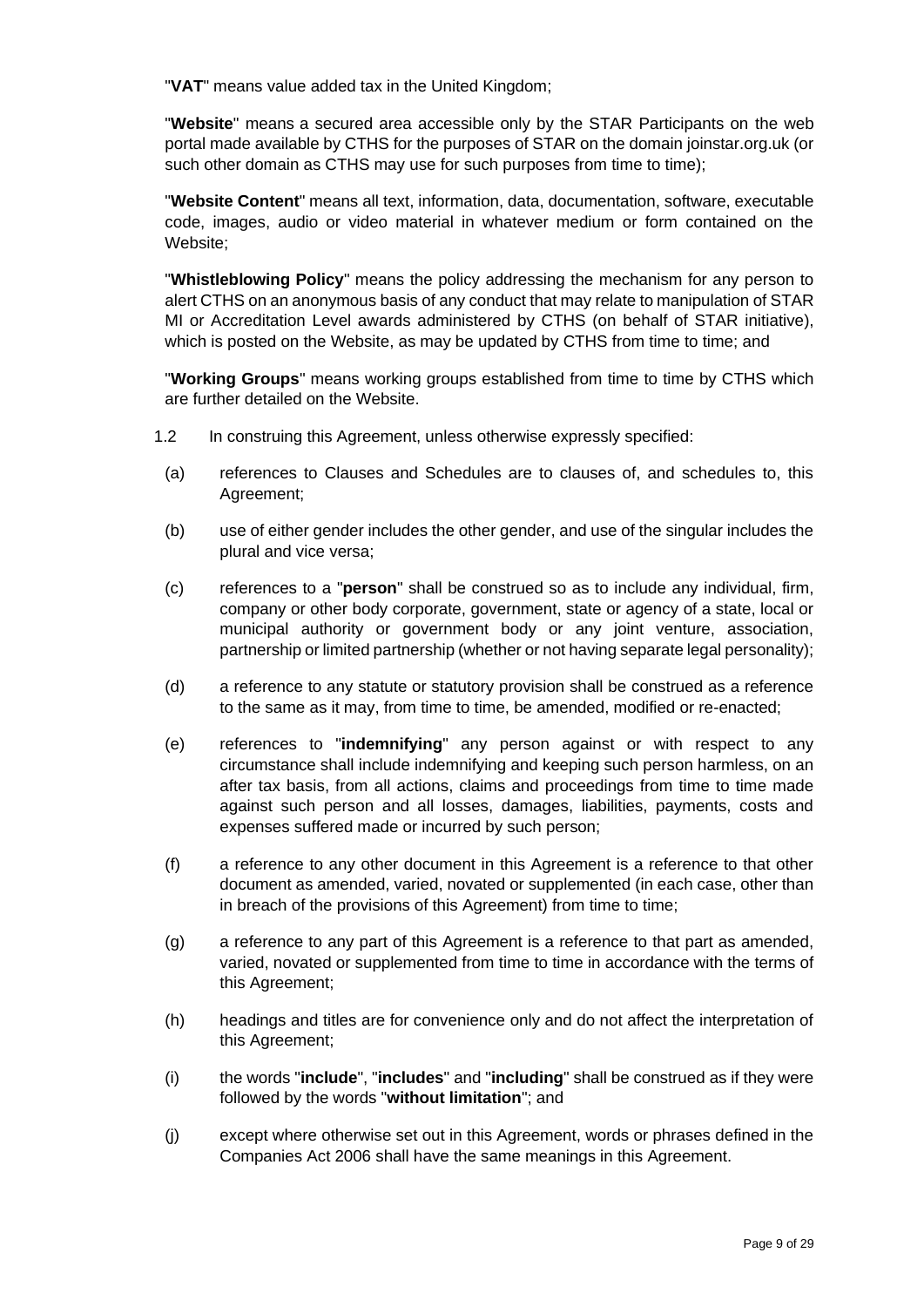"**VAT**" means value added tax in the United Kingdom;

"**Website**" means a secured area accessible only by the STAR Participants on the web portal made available by CTHS for the purposes of STAR on the domain joinstar.org.uk (or such other domain as CTHS may use for such purposes from time to time);

"**Website Content**" means all text, information, data, documentation, software, executable code, images, audio or video material in whatever medium or form contained on the Website;

"**Whistleblowing Policy**" means the policy addressing the mechanism for any person to alert CTHS on an anonymous basis of any conduct that may relate to manipulation of STAR MI or Accreditation Level awards administered by CTHS (on behalf of STAR initiative), which is posted on the Website, as may be updated by CTHS from time to time; and

"**Working Groups**" means working groups established from time to time by CTHS which are further detailed on the Website.

1.2 In construing this Agreement, unless otherwise expressly specified:

(a) references to Clauses and Schedules are to clauses of, and schedules to, this Agreement;

(b) use of either gender includes the other gender, and use of the singular includes the plural and vice versa;

(c) references to a "**person**" shall be construed so as to include any individual, firm, company or other body corporate, government, state or agency of a state, local or municipal authority or government body or any joint venture, association, partnership or limited partnership (whether or not having separate legal personality);

(d) a reference to any statute or statutory provision shall be construed as a reference to the same as it may, from time to time, be amended, modified or re-enacted;

(e) references to "**indemnifying**" any person against or with respect to any circumstance shall include indemnifying and keeping such person harmless, on an after tax basis, from all actions, claims and proceedings from time to time made against such person and all losses, damages, liabilities, payments, costs and expenses suffered made or incurred by such person;

(f) a reference to any other document in this Agreement is a reference to that other document as amended, varied, novated or supplemented (in each case, other than in breach of the provisions of this Agreement) from time to time;

(g) a reference to any part of this Agreement is a reference to that part as amended, varied, novated or supplemented from time to time in accordance with the terms of this Agreement;

(h) headings and titles are for convenience only and do not affect the interpretation of this Agreement;

(i) the words "**include**", "**includes**" and "**including**" shall be construed as if they were followed by the words "**without limitation**"; and

(j) except where otherwise set out in this Agreement, words or phrases defined in the Companies Act 2006 shall have the same meanings in this Agreement.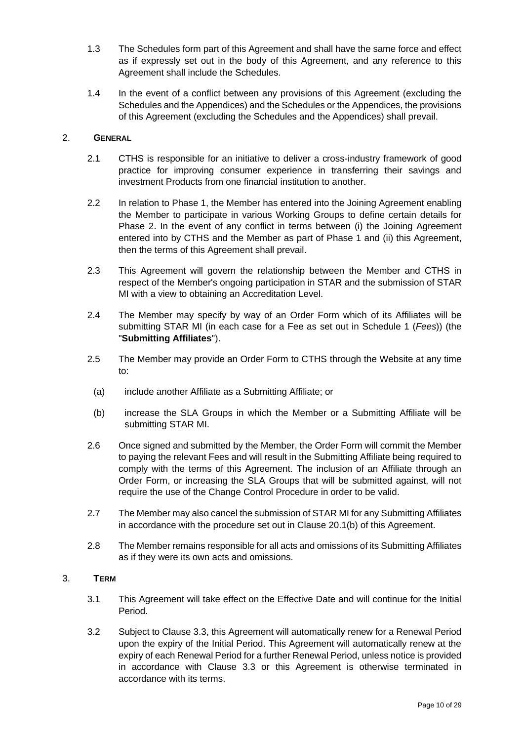1.3 The Schedules form part of this Agreement and shall have the same force and effect as if expressly set out in the body of this Agreement, and any reference to this Agreement shall include the Schedules.

1.4 In the event of a conflict between any provisions of this Agreement (excluding the Schedules and the Appendices) and the Schedules or the Appendices, the provisions of this Agreement (excluding the Schedules and the Appendices) shall prevail.

## 2. GENERAL

2.1 CTHS is responsible for an initiative to deliver a cross-industry framework of good practice for improving consumer experience in transferring their savings and investment Products from one financial institution to another.

2.2 In relation to Phase 1, the Member has entered into the Joining Agreement enabling the Member to participate in various Working Groups to define certain details for Phase 2. In the event of any conflict in terms between (i) the Joining Agreement entered into by CTHS and the Member as part of Phase 1 and (ii) this Agreement, then the terms of this Agreement shall prevail.

2.3 This Agreement will govern the relationship between the Member and CTHS in respect of the Member's ongoing participation in STAR and the submission of STAR MI with a view to obtaining an Accreditation Level.

2.4 The Member may specify by way of an Order Form which of its Affiliates will be submitting STAR MI (in each case for a Fee as set out in Schedule 1 (*Fees*)) (the "**Submitting Affiliates**").

2.5 The Member may provide an Order Form to CTHS through the Website at any time to:

(a) include another Affiliate as a Submitting Affiliate; or

(b) increase the SLA Groups in which the Member or a Submitting Affiliate will be submitting STAR MI.

2.6 Once signed and submitted by the Member, the Order Form will commit the Member to paying the relevant Fees and will result in the Submitting Affiliate being required to comply with the terms of this Agreement. The inclusion of an Affiliate through an Order Form, or increasing the SLA Groups that will be submitted against, will not require the use of the Change Control Procedure in order to be valid.

2.7 The Member may also cancel the submission of STAR MI for any Submitting Affiliates in accordance with the procedure set out in Clause 20.1(b) of this Agreement.

2.8 The Member remains responsible for all acts and omissions of its Submitting Affiliates as if they were its own acts and omissions.

## 3. TERM

3.1 This Agreement will take effect on the Effective Date and will continue for the Initial Period.

3.2 Subject to Clause 3.3, this Agreement will automatically renew for a Renewal Period upon the expiry of the Initial Period. This Agreement will automatically renew at the expiry of each Renewal Period for a further Renewal Period, unless notice is provided in accordance with Clause 3.3 or this Agreement is otherwise terminated in accordance with its terms.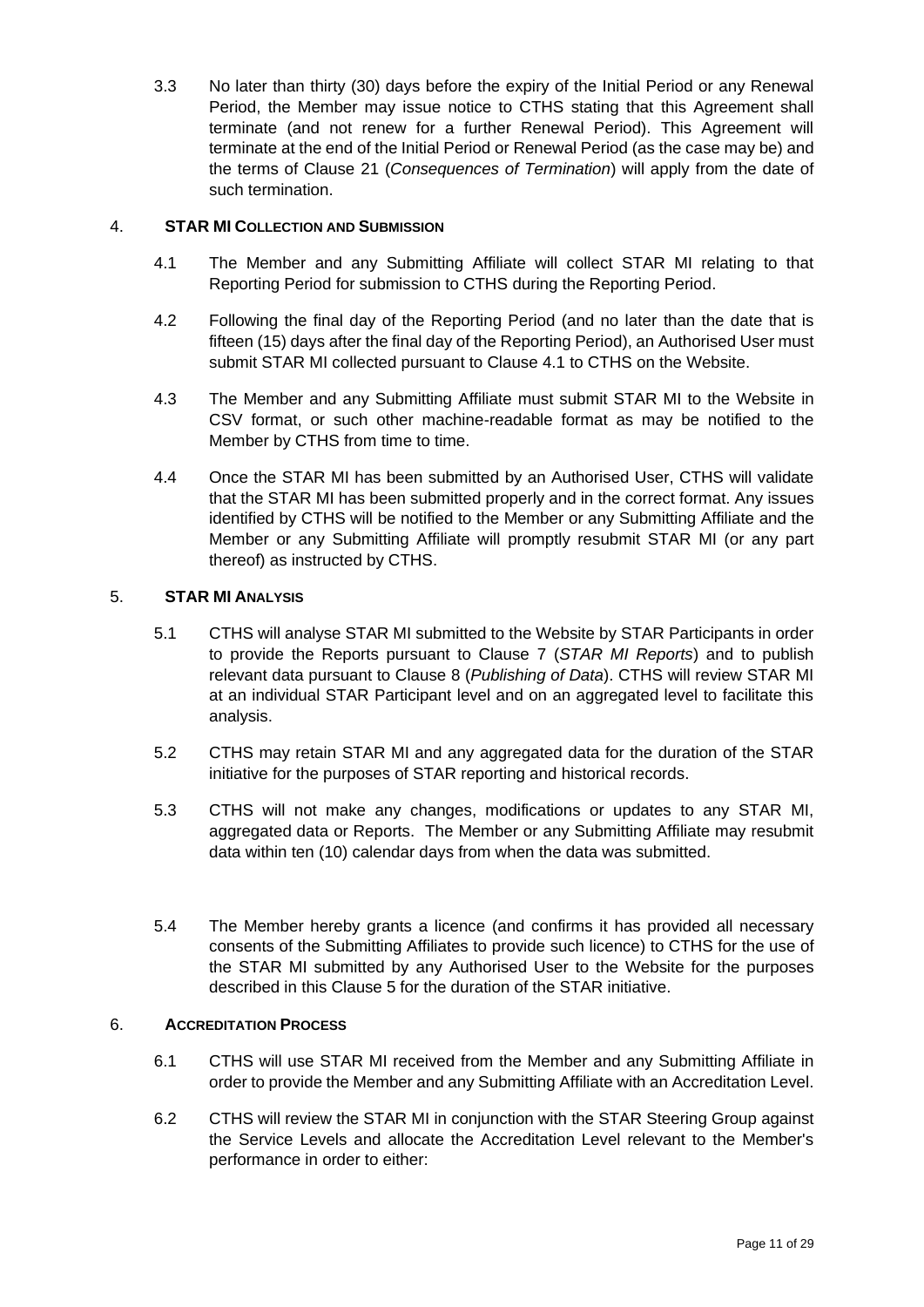3.3 No later than thirty (30) days before the expiry of the Initial Period or any Renewal Period, the Member may issue notice to CTHS stating that this Agreement shall terminate (and not renew for a further Renewal Period). This Agreement will terminate at the end of the Initial Period or Renewal Period (as the case may be) and the terms of Clause 21 (*Consequences of Termination*) will apply from the date of such termination.

## 4. STAR MI COLLECTION AND SUBMISSION

4.1 The Member and any Submitting Affiliate will collect STAR MI relating to that Reporting Period for submission to CTHS during the Reporting Period.

4.2 Following the final day of the Reporting Period (and no later than the date that is fifteen (15) days after the final day of the Reporting Period), an Authorised User must submit STAR MI collected pursuant to Clause 4.1 to CTHS on the Website.

4.3 The Member and any Submitting Affiliate must submit STAR MI to the Website in CSV format, or such other machine-readable format as may be notified to the Member by CTHS from time to time.

4.4 Once the STAR MI has been submitted by an Authorised User, CTHS will validate that the STAR MI has been submitted properly and in the correct format. Any issues identified by CTHS will be notified to the Member or any Submitting Affiliate and the Member or any Submitting Affiliate will promptly resubmit STAR MI (or any part thereof) as instructed by CTHS.

## 5. STAR MI ANALYSIS

5.1 CTHS will analyse STAR MI submitted to the Website by STAR Participants in order to provide the Reports pursuant to Clause 7 (*STAR MI Reports*) and to publish relevant data pursuant to Clause 8 (*Publishing of Data*). CTHS will review STAR MI at an individual STAR Participant level and on an aggregated level to facilitate this analysis.

5.2 CTHS may retain STAR MI and any aggregated data for the duration of the STAR initiative for the purposes of STAR reporting and historical records.

5.3 CTHS will not make any changes, modifications or updates to any STAR MI, aggregated data or Reports. The Member or any Submitting Affiliate may resubmit data within ten (10) calendar days from when the data was submitted.

5.4 The Member hereby grants a licence (and confirms it has provided all necessary consents of the Submitting Affiliates to provide such licence) to CTHS for the use of the STAR MI submitted by any Authorised User to the Website for the purposes described in this Clause 5 for the duration of the STAR initiative.

## 6. ACCREDITATION PROCESS

6.1 CTHS will use STAR MI received from the Member and any Submitting Affiliate in order to provide the Member and any Submitting Affiliate with an Accreditation Level.

6.2 CTHS will review the STAR MI in conjunction with the STAR Steering Group against the Service Levels and allocate the Accreditation Level relevant to the Member's performance in order to either: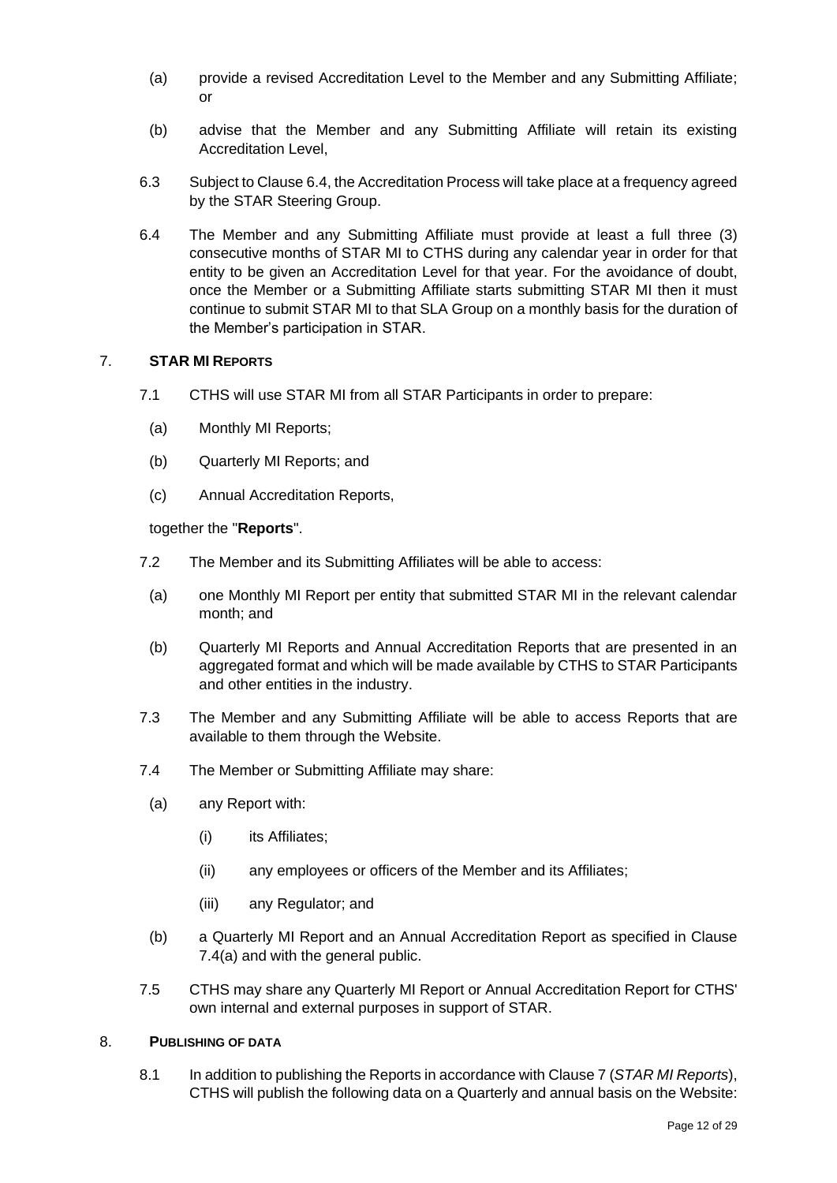(a) provide a revised Accreditation Level to the Member and any Submitting Affiliate; or

(b) advise that the Member and any Submitting Affiliate will retain its existing Accreditation Level,

6.3 Subject to Clause 6.4, the Accreditation Process will take place at a frequency agreed by the STAR Steering Group.

6.4 The Member and any Submitting Affiliate must provide at least a full three (3) consecutive months of STAR MI to CTHS during any calendar year in order for that entity to be given an Accreditation Level for that year. For the avoidance of doubt, once the Member or a Submitting Affiliate starts submitting STAR MI then it must continue to submit STAR MI to that SLA Group on a monthly basis for the duration of the Member's participation in STAR.

## 7. STAR MI REPORTS

7.1 CTHS will use STAR MI from all STAR Participants in order to prepare:

(a) Monthly MI Reports;

(b) Quarterly MI Reports; and

(c) Annual Accreditation Reports,

together the "**Reports**".

7.2 The Member and its Submitting Affiliates will be able to access:

(a) one Monthly MI Report per entity that submitted STAR MI in the relevant calendar month; and

(b) Quarterly MI Reports and Annual Accreditation Reports that are presented in an aggregated format and which will be made available by CTHS to STAR Participants and other entities in the industry.

7.3 The Member and any Submitting Affiliate will be able to access Reports that are available to them through the Website.

7.4 The Member or Submitting Affiliate may share:

(a) any Report with:

(i) its Affiliates;

(ii) any employees or officers of the Member and its Affiliates;

(iii) any Regulator; and

(b) a Quarterly MI Report and an Annual Accreditation Report as specified in Clause 7.4(a) and with the general public.

7.5 CTHS may share any Quarterly MI Report or Annual Accreditation Report for CTHS' own internal and external purposes in support of STAR.

## 8. PUBLISHING OF DATA

8.1 In addition to publishing the Reports in accordance with Clause 7 (*STAR MI Reports*), CTHS will publish the following data on a Quarterly and annual basis on the Website: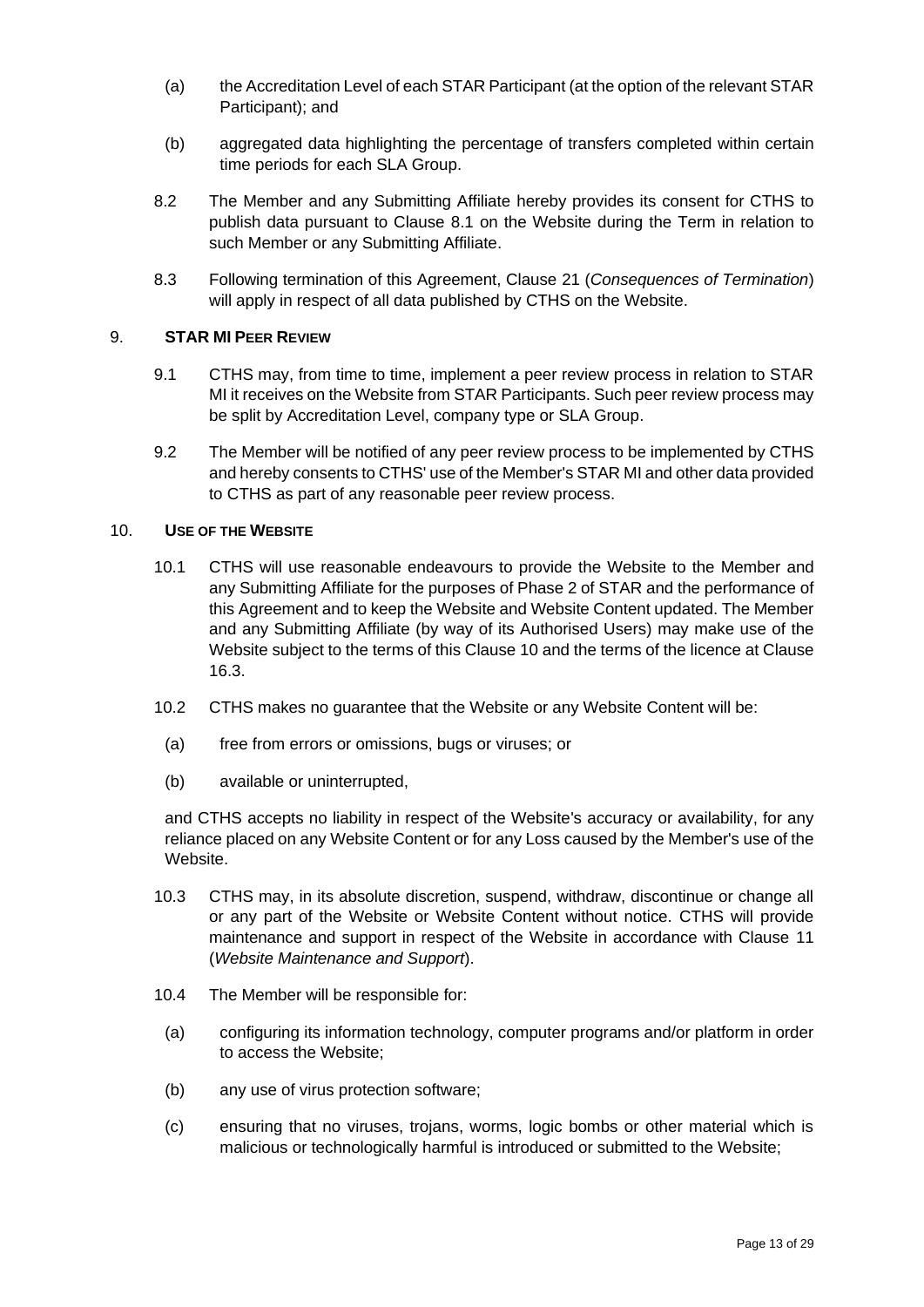(a) the Accreditation Level of each STAR Participant (at the option of the relevant STAR Participant); and

(b) aggregated data highlighting the percentage of transfers completed within certain time periods for each SLA Group.

8.2 The Member and any Submitting Affiliate hereby provides its consent for CTHS to publish data pursuant to Clause 8.1 on the Website during the Term in relation to such Member or any Submitting Affiliate.

8.3 Following termination of this Agreement, Clause 21 (*Consequences of Termination*) will apply in respect of all data published by CTHS on the Website.

## 9. STAR MI PEER REVIEW

9.1 CTHS may, from time to time, implement a peer review process in relation to STAR MI it receives on the Website from STAR Participants. Such peer review process may be split by Accreditation Level, company type or SLA Group.

9.2 The Member will be notified of any peer review process to be implemented by CTHS and hereby consents to CTHS' use of the Member's STAR MI and other data provided to CTHS as part of any reasonable peer review process.

## 10. USE OF THE WEBSITE

10.1 CTHS will use reasonable endeavours to provide the Website to the Member and any Submitting Affiliate for the purposes of Phase 2 of STAR and the performance of this Agreement and to keep the Website and Website Content updated. The Member and any Submitting Affiliate (by way of its Authorised Users) may make use of the Website subject to the terms of this Clause 10 and the terms of the licence at Clause 16.3.

10.2 CTHS makes no guarantee that the Website or any Website Content will be:

(a) free from errors or omissions, bugs or viruses; or

(b) available or uninterrupted,

and CTHS accepts no liability in respect of the Website's accuracy or availability, for any reliance placed on any Website Content or for any Loss caused by the Member's use of the Website.

10.3 CTHS may, in its absolute discretion, suspend, withdraw, discontinue or change all or any part of the Website or Website Content without notice. CTHS will provide maintenance and support in respect of the Website in accordance with Clause 11 (*Website Maintenance and Support*).

10.4 The Member will be responsible for:

(a) configuring its information technology, computer programs and/or platform in order to access the Website;

(b) any use of virus protection software;

(c) ensuring that no viruses, trojans, worms, logic bombs or other material which is malicious or technologically harmful is introduced or submitted to the Website;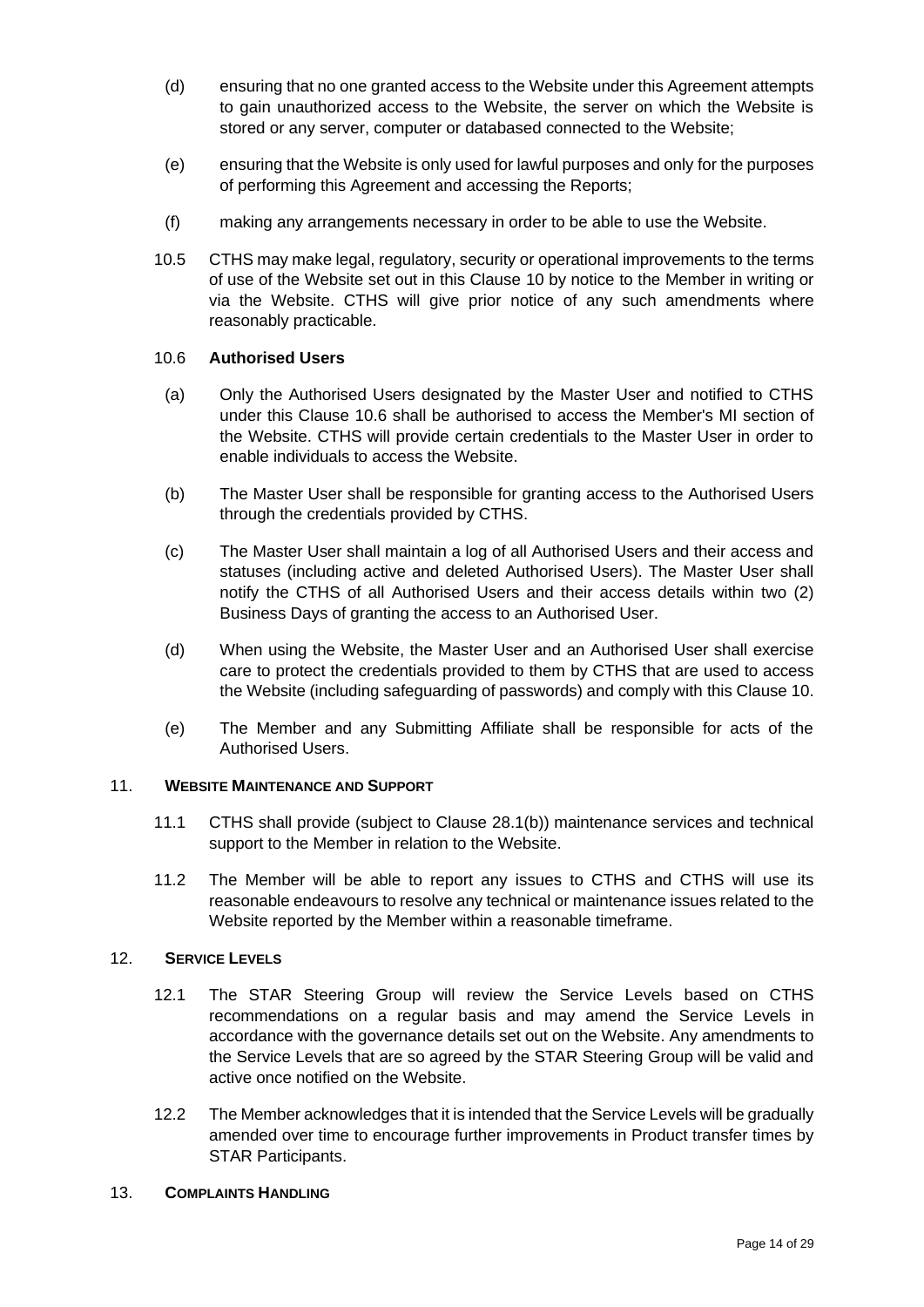(d) ensuring that no one granted access to the Website under this Agreement attempts to gain unauthorized access to the Website, the server on which the Website is stored or any server, computer or databased connected to the Website;

(e) ensuring that the Website is only used for lawful purposes and only for the purposes of performing this Agreement and accessing the Reports;

(f) making any arrangements necessary in order to be able to use the Website.

10.5 CTHS may make legal, regulatory, security or operational improvements to the terms of use of the Website set out in this Clause 10 by notice to the Member in writing or via the Website. CTHS will give prior notice of any such amendments where reasonably practicable.

10.6 **Authorised Users**

(a) Only the Authorised Users designated by the Master User and notified to CTHS under this Clause 10.6 shall be authorised to access the Member's MI section of the Website. CTHS will provide certain credentials to the Master User in order to enable individuals to access the Website.

(b) The Master User shall be responsible for granting access to the Authorised Users through the credentials provided by CTHS.

(c) The Master User shall maintain a log of all Authorised Users and their access and statuses (including active and deleted Authorised Users). The Master User shall notify the CTHS of all Authorised Users and their access details within two (2) Business Days of granting the access to an Authorised User.

(d) When using the Website, the Master User and an Authorised User shall exercise care to protect the credentials provided to them by CTHS that are used to access the Website (including safeguarding of passwords) and comply with this Clause 10.

(e) The Member and any Submitting Affiliate shall be responsible for acts of the Authorised Users.

## 11. WEBSITE MAINTENANCE AND SUPPORT

11.1 CTHS shall provide (subject to Clause 28.1(b)) maintenance services and technical support to the Member in relation to the Website.

11.2 The Member will be able to report any issues to CTHS and CTHS will use its reasonable endeavours to resolve any technical or maintenance issues related to the Website reported by the Member within a reasonable timeframe.

## 12. SERVICE LEVELS

12.1 The STAR Steering Group will review the Service Levels based on CTHS recommendations on a regular basis and may amend the Service Levels in accordance with the governance details set out on the Website. Any amendments to the Service Levels that are so agreed by the STAR Steering Group will be valid and active once notified on the Website.

12.2 The Member acknowledges that it is intended that the Service Levels will be gradually amended over time to encourage further improvements in Product transfer times by STAR Participants.

## 13. COMPLAINTS HANDLING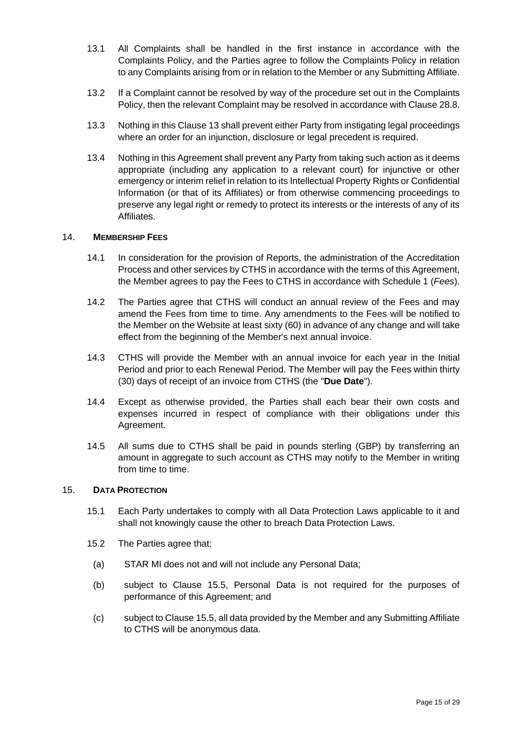13.1 All Complaints shall be handled in the first instance in accordance with the Complaints Policy, and the Parties agree to follow the Complaints Policy in relation to any Complaints arising from or in relation to the Member or any Submitting Affiliate.

13.2 If a Complaint cannot be resolved by way of the procedure set out in the Complaints Policy, then the relevant Complaint may be resolved in accordance with Clause 28.8.

13.3 Nothing in this Clause 13 shall prevent either Party from instigating legal proceedings where an order for an injunction, disclosure or legal precedent is required.

13.4 Nothing in this Agreement shall prevent any Party from taking such action as it deems appropriate (including any application to a relevant court) for injunctive or other emergency or interim relief in relation to its Intellectual Property Rights or Confidential Information (or that of its Affiliates) or from otherwise commencing proceedings to preserve any legal right or remedy to protect its interests or the interests of any of its Affiliates.

## 14. MEMBERSHIP FEES

14.1 In consideration for the provision of Reports, the administration of the Accreditation Process and other services by CTHS in accordance with the terms of this Agreement, the Member agrees to pay the Fees to CTHS in accordance with Schedule 1 (*Fees*).

14.2 The Parties agree that CTHS will conduct an annual review of the Fees and may amend the Fees from time to time. Any amendments to the Fees will be notified to the Member on the Website at least sixty (60) in advance of any change and will take effect from the beginning of the Member's next annual invoice.

14.3 CTHS will provide the Member with an annual invoice for each year in the Initial Period and prior to each Renewal Period. The Member will pay the Fees within thirty (30) days of receipt of an invoice from CTHS (the "**Due Date**").

14.4 Except as otherwise provided, the Parties shall each bear their own costs and expenses incurred in respect of compliance with their obligations under this Agreement.

14.5 All sums due to CTHS shall be paid in pounds sterling (GBP) by transferring an amount in aggregate to such account as CTHS may notify to the Member in writing from time to time.

## 15. DATA PROTECTION

15.1 Each Party undertakes to comply with all Data Protection Laws applicable to it and shall not knowingly cause the other to breach Data Protection Laws.

15.2 The Parties agree that:

(a) STAR MI does not and will not include any Personal Data;

(b) subject to Clause 15.5, Personal Data is not required for the purposes of performance of this Agreement; and

(c) subject to Clause 15.5, all data provided by the Member and any Submitting Affiliate to CTHS will be anonymous data.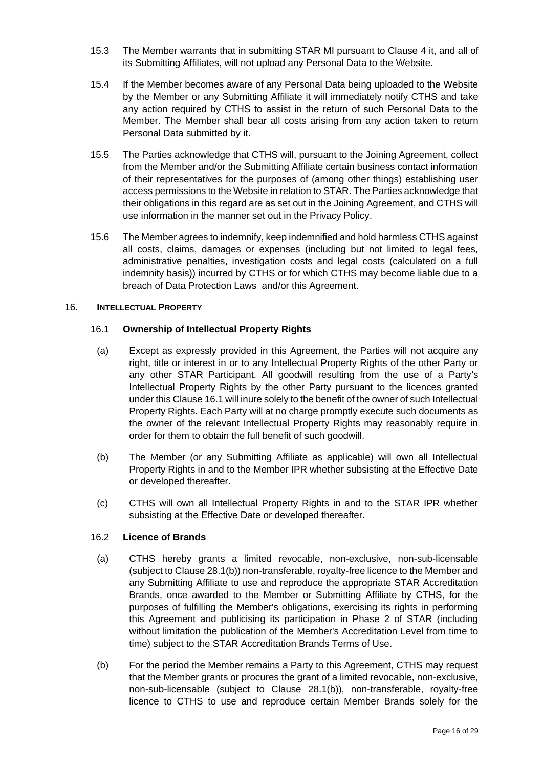15.3 The Member warrants that in submitting STAR MI pursuant to Clause 4 it, and all of its Submitting Affiliates, will not upload any Personal Data to the Website.

15.4 If the Member becomes aware of any Personal Data being uploaded to the Website by the Member or any Submitting Affiliate it will immediately notify CTHS and take any action required by CTHS to assist in the return of such Personal Data to the Member. The Member shall bear all costs arising from any action taken to return Personal Data submitted by it.

15.5 The Parties acknowledge that CTHS will, pursuant to the Joining Agreement, collect from the Member and/or the Submitting Affiliate certain business contact information of their representatives for the purposes of (among other things) establishing user access permissions to the Website in relation to STAR. The Parties acknowledge that their obligations in this regard are as set out in the Joining Agreement, and CTHS will use information in the manner set out in the Privacy Policy.

15.6 The Member agrees to indemnify, keep indemnified and hold harmless CTHS against all costs, claims, damages or expenses (including but not limited to legal fees, administrative penalties, investigation costs and legal costs (calculated on a full indemnity basis)) incurred by CTHS or for which CTHS may become liable due to a breach of Data Protection Laws and/or this Agreement.

## 16. INTELLECTUAL PROPERTY

### 16.1 Ownership of Intellectual Property Rights

(a) Except as expressly provided in this Agreement, the Parties will not acquire any right, title or interest in or to any Intellectual Property Rights of the other Party or any other STAR Participant. All goodwill resulting from the use of a Party's Intellectual Property Rights by the other Party pursuant to the licences granted under this Clause 16.1 will inure solely to the benefit of the owner of such Intellectual Property Rights. Each Party will at no charge promptly execute such documents as the owner of the relevant Intellectual Property Rights may reasonably require in order for them to obtain the full benefit of such goodwill.

(b) The Member (or any Submitting Affiliate as applicable) will own all Intellectual Property Rights in and to the Member IPR whether subsisting at the Effective Date or developed thereafter.

(c) CTHS will own all Intellectual Property Rights in and to the STAR IPR whether subsisting at the Effective Date or developed thereafter.

### 16.2 Licence of Brands

(a) CTHS hereby grants a limited revocable, non-exclusive, non-sub-licensable (subject to Clause 28.1(b)) non-transferable, royalty-free licence to the Member and any Submitting Affiliate to use and reproduce the appropriate STAR Accreditation Brands, once awarded to the Member or Submitting Affiliate by CTHS, for the purposes of fulfilling the Member's obligations, exercising its rights in performing this Agreement and publicising its participation in Phase 2 of STAR (including without limitation the publication of the Member's Accreditation Level from time to time) subject to the STAR Accreditation Brands Terms of Use.

(b) For the period the Member remains a Party to this Agreement, CTHS may request that the Member grants or procures the grant of a limited revocable, non-exclusive, non-sub-licensable (subject to Clause 28.1(b)), non-transferable, royalty-free licence to CTHS to use and reproduce certain Member Brands solely for the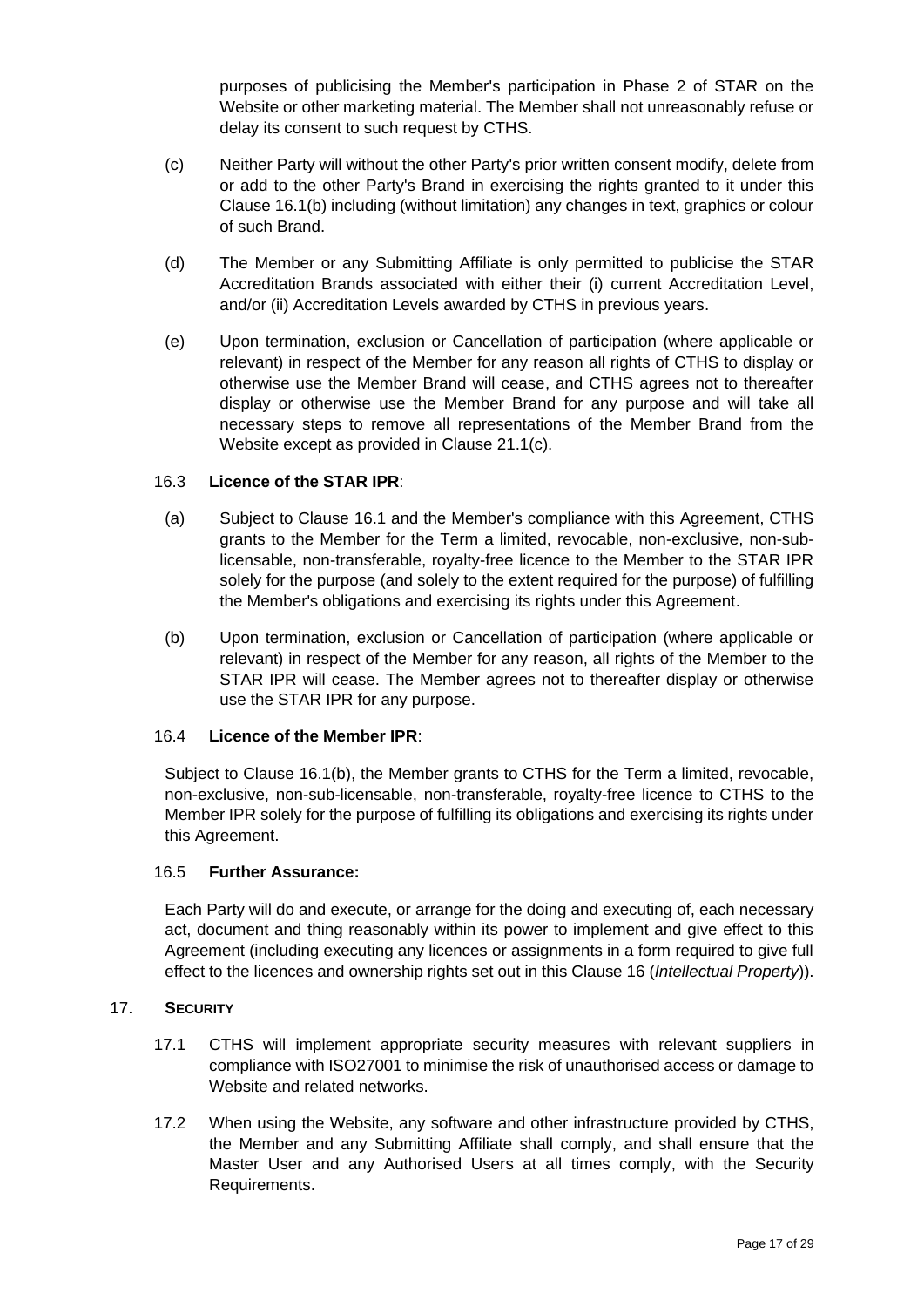purposes of publicising the Member's participation in Phase 2 of STAR on the Website or other marketing material. The Member shall not unreasonably refuse or delay its consent to such request by CTHS.

(c) Neither Party will without the other Party's prior written consent modify, delete from or add to the other Party's Brand in exercising the rights granted to it under this Clause 16.1(b) including (without limitation) any changes in text, graphics or colour of such Brand.

(d) The Member or any Submitting Affiliate is only permitted to publicise the STAR Accreditation Brands associated with either their (i) current Accreditation Level, and/or (ii) Accreditation Levels awarded by CTHS in previous years.

(e) Upon termination, exclusion or Cancellation of participation (where applicable or relevant) in respect of the Member for any reason all rights of CTHS to display or otherwise use the Member Brand will cease, and CTHS agrees not to thereafter display or otherwise use the Member Brand for any purpose and will take all necessary steps to remove all representations of the Member Brand from the Website except as provided in Clause 21.1(c).

16.3 **Licence of the STAR IPR**:

(a) Subject to Clause 16.1 and the Member's compliance with this Agreement, CTHS grants to the Member for the Term a limited, revocable, non-exclusive, non-sub-licensable, non-transferable, royalty-free licence to the Member to the STAR IPR solely for the purpose (and solely to the extent required for the purpose) of fulfilling the Member's obligations and exercising its rights under this Agreement.

(b) Upon termination, exclusion or Cancellation of participation (where applicable or relevant) in respect of the Member for any reason, all rights of the Member to the STAR IPR will cease. The Member agrees not to thereafter display or otherwise use the STAR IPR for any purpose.

16.4 **Licence of the Member IPR**:

Subject to Clause 16.1(b), the Member grants to CTHS for the Term a limited, revocable, non-exclusive, non-sub-licensable, non-transferable, royalty-free licence to CTHS to the Member IPR solely for the purpose of fulfilling its obligations and exercising its rights under this Agreement.

16.5 **Further Assurance:**

Each Party will do and execute, or arrange for the doing and executing of, each necessary act, document and thing reasonably within its power to implement and give effect to this Agreement (including executing any licences or assignments in a form required to give full effect to the licences and ownership rights set out in this Clause 16 (*Intellectual Property*)).

## 17. **SECURITY**

17.1 CTHS will implement appropriate security measures with relevant suppliers in compliance with ISO27001 to minimise the risk of unauthorised access or damage to Website and related networks.

17.2 When using the Website, any software and other infrastructure provided by CTHS, the Member and any Submitting Affiliate shall comply, and shall ensure that the Master User and any Authorised Users at all times comply, with the Security Requirements.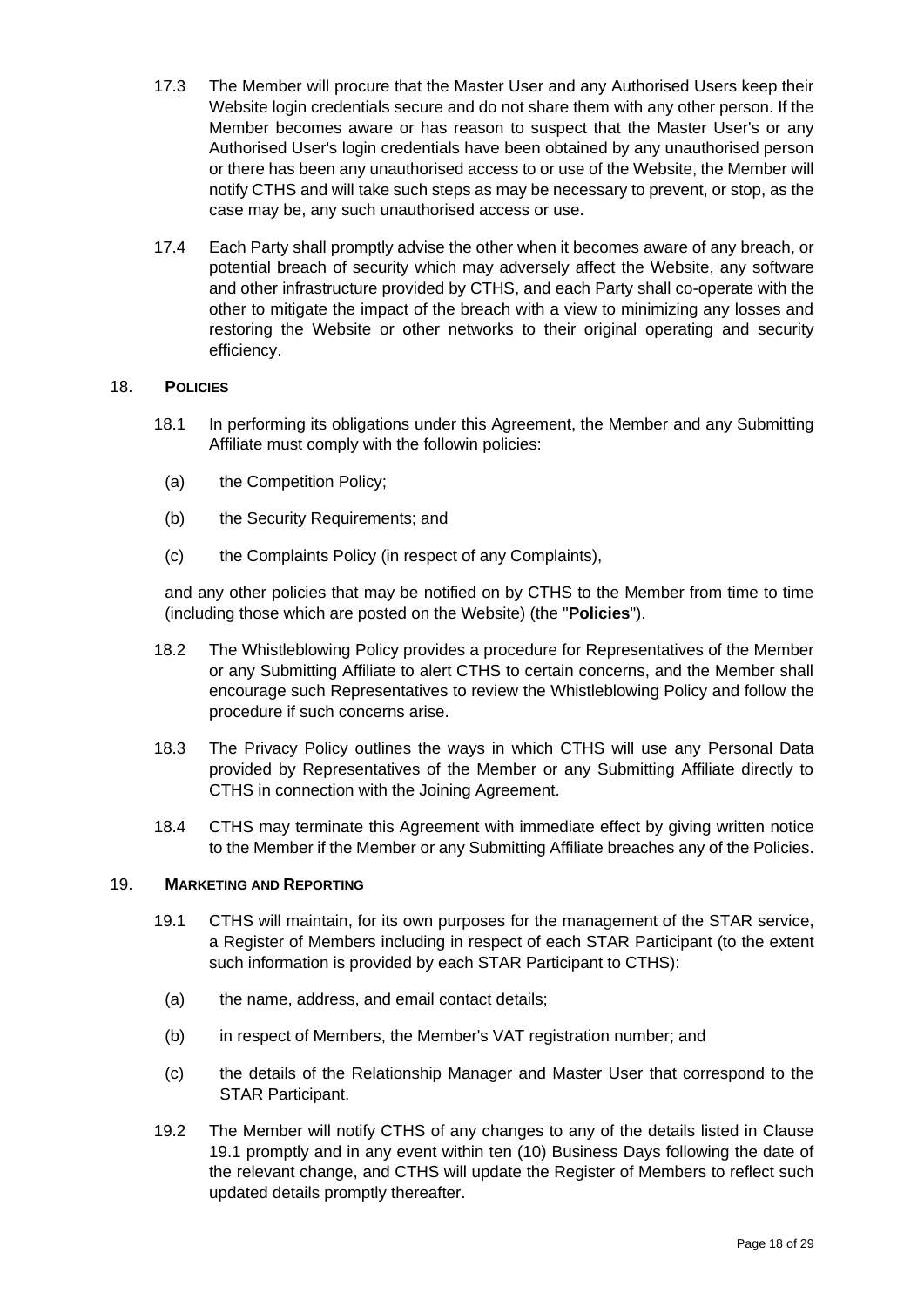17.3 The Member will procure that the Master User and any Authorised Users keep their Website login credentials secure and do not share them with any other person. If the Member becomes aware or has reason to suspect that the Master User's or any Authorised User's login credentials have been obtained by any unauthorised person or there has been any unauthorised access to or use of the Website, the Member will notify CTHS and will take such steps as may be necessary to prevent, or stop, as the case may be, any such unauthorised access or use.

17.4 Each Party shall promptly advise the other when it becomes aware of any breach, or potential breach of security which may adversely affect the Website, any software and other infrastructure provided by CTHS, and each Party shall co-operate with the other to mitigate the impact of the breach with a view to minimizing any losses and restoring the Website or other networks to their original operating and security efficiency.

## 18. POLICIES

18.1 In performing its obligations under this Agreement, the Member and any Submitting Affiliate must comply with the followin policies:

(a) the Competition Policy;

(b) the Security Requirements; and

(c) the Complaints Policy (in respect of any Complaints),

and any other policies that may be notified on by CTHS to the Member from time to time (including those which are posted on the Website) (the "**Policies**").

18.2 The Whistleblowing Policy provides a procedure for Representatives of the Member or any Submitting Affiliate to alert CTHS to certain concerns, and the Member shall encourage such Representatives to review the Whistleblowing Policy and follow the procedure if such concerns arise.

18.3 The Privacy Policy outlines the ways in which CTHS will use any Personal Data provided by Representatives of the Member or any Submitting Affiliate directly to CTHS in connection with the Joining Agreement.

18.4 CTHS may terminate this Agreement with immediate effect by giving written notice to the Member if the Member or any Submitting Affiliate breaches any of the Policies.

## 19. MARKETING AND REPORTING

19.1 CTHS will maintain, for its own purposes for the management of the STAR service, a Register of Members including in respect of each STAR Participant (to the extent such information is provided by each STAR Participant to CTHS):

(a) the name, address, and email contact details;

(b) in respect of Members, the Member's VAT registration number; and

(c) the details of the Relationship Manager and Master User that correspond to the STAR Participant.

19.2 The Member will notify CTHS of any changes to any of the details listed in Clause 19.1 promptly and in any event within ten (10) Business Days following the date of the relevant change, and CTHS will update the Register of Members to reflect such updated details promptly thereafter.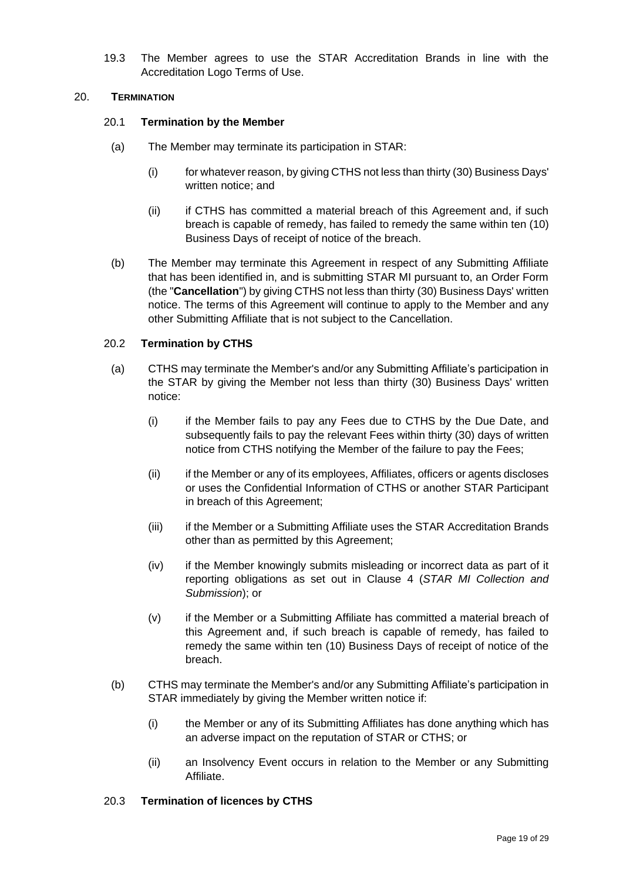19.3 The Member agrees to use the STAR Accreditation Brands in line with the Accreditation Logo Terms of Use.

## 20. TERMINATION

### 20.1 Termination by the Member

(a) The Member may terminate its participation in STAR:

(i) for whatever reason, by giving CTHS not less than thirty (30) Business Days' written notice; and

(ii) if CTHS has committed a material breach of this Agreement and, if such breach is capable of remedy, has failed to remedy the same within ten (10) Business Days of receipt of notice of the breach.

(b) The Member may terminate this Agreement in respect of any Submitting Affiliate that has been identified in, and is submitting STAR MI pursuant to, an Order Form (the "**Cancellation**") by giving CTHS not less than thirty (30) Business Days' written notice. The terms of this Agreement will continue to apply to the Member and any other Submitting Affiliate that is not subject to the Cancellation.

### 20.2 Termination by CTHS

(a) CTHS may terminate the Member's and/or any Submitting Affiliate's participation in the STAR by giving the Member not less than thirty (30) Business Days' written notice:

(i) if the Member fails to pay any Fees due to CTHS by the Due Date, and subsequently fails to pay the relevant Fees within thirty (30) days of written notice from CTHS notifying the Member of the failure to pay the Fees;

(ii) if the Member or any of its employees, Affiliates, officers or agents discloses or uses the Confidential Information of CTHS or another STAR Participant in breach of this Agreement;

(iii) if the Member or a Submitting Affiliate uses the STAR Accreditation Brands other than as permitted by this Agreement;

(iv) if the Member knowingly submits misleading or incorrect data as part of it reporting obligations as set out in Clause 4 (*STAR MI Collection and Submission*); or

(v) if the Member or a Submitting Affiliate has committed a material breach of this Agreement and, if such breach is capable of remedy, has failed to remedy the same within ten (10) Business Days of receipt of notice of the breach.

(b) CTHS may terminate the Member's and/or any Submitting Affiliate's participation in STAR immediately by giving the Member written notice if:

(i) the Member or any of its Submitting Affiliates has done anything which has an adverse impact on the reputation of STAR or CTHS; or

(ii) an Insolvency Event occurs in relation to the Member or any Submitting Affiliate.

### 20.3 Termination of licences by CTHS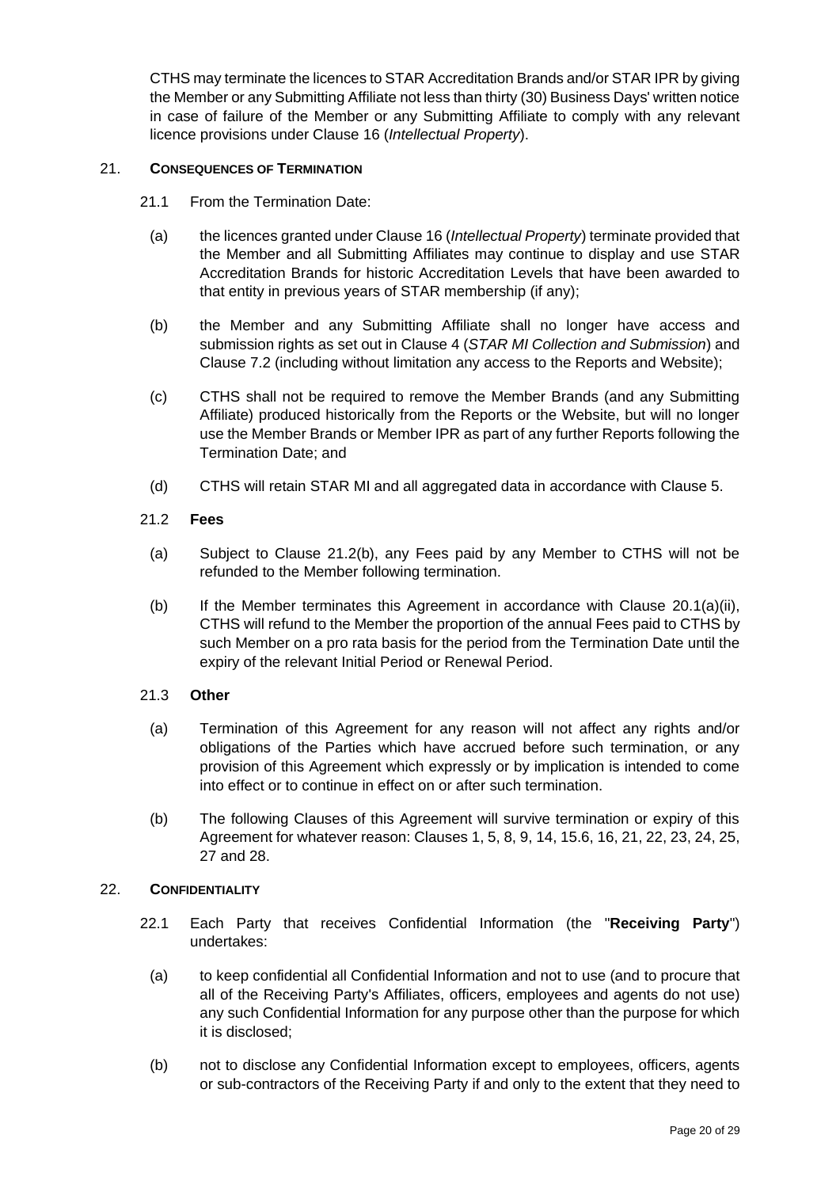CTHS may terminate the licences to STAR Accreditation Brands and/or STAR IPR by giving the Member or any Submitting Affiliate not less than thirty (30) Business Days' written notice in case of failure of the Member or any Submitting Affiliate to comply with any relevant licence provisions under Clause 16 (*Intellectual Property*).

## 21. CONSEQUENCES OF TERMINATION

21.1 From the Termination Date:

(a) the licences granted under Clause 16 (*Intellectual Property*) terminate provided that the Member and all Submitting Affiliates may continue to display and use STAR Accreditation Brands for historic Accreditation Levels that have been awarded to that entity in previous years of STAR membership (if any);

(b) the Member and any Submitting Affiliate shall no longer have access and submission rights as set out in Clause 4 (*STAR MI Collection and Submission*) and Clause 7.2 (including without limitation any access to the Reports and Website);

(c) CTHS shall not be required to remove the Member Brands (and any Submitting Affiliate) produced historically from the Reports or the Website, but will no longer use the Member Brands or Member IPR as part of any further Reports following the Termination Date; and

(d) CTHS will retain STAR MI and all aggregated data in accordance with Clause 5.

21.2 **Fees**

(a) Subject to Clause 21.2(b), any Fees paid by any Member to CTHS will not be refunded to the Member following termination.

(b) If the Member terminates this Agreement in accordance with Clause 20.1(a)(ii), CTHS will refund to the Member the proportion of the annual Fees paid to CTHS by such Member on a pro rata basis for the period from the Termination Date until the expiry of the relevant Initial Period or Renewal Period.

21.3 **Other**

(a) Termination of this Agreement for any reason will not affect any rights and/or obligations of the Parties which have accrued before such termination, or any provision of this Agreement which expressly or by implication is intended to come into effect or to continue in effect on or after such termination.

(b) The following Clauses of this Agreement will survive termination or expiry of this Agreement for whatever reason: Clauses 1, 5, 8, 9, 14, 15.6, 16, 21, 22, 23, 24, 25, 27 and 28.

## 22. CONFIDENTIALITY

22.1 Each Party that receives Confidential Information (the "**Receiving Party**") undertakes:

(a) to keep confidential all Confidential Information and not to use (and to procure that all of the Receiving Party's Affiliates, officers, employees and agents do not use) any such Confidential Information for any purpose other than the purpose for which it is disclosed;

(b) not to disclose any Confidential Information except to employees, officers, agents or sub-contractors of the Receiving Party if and only to the extent that they need to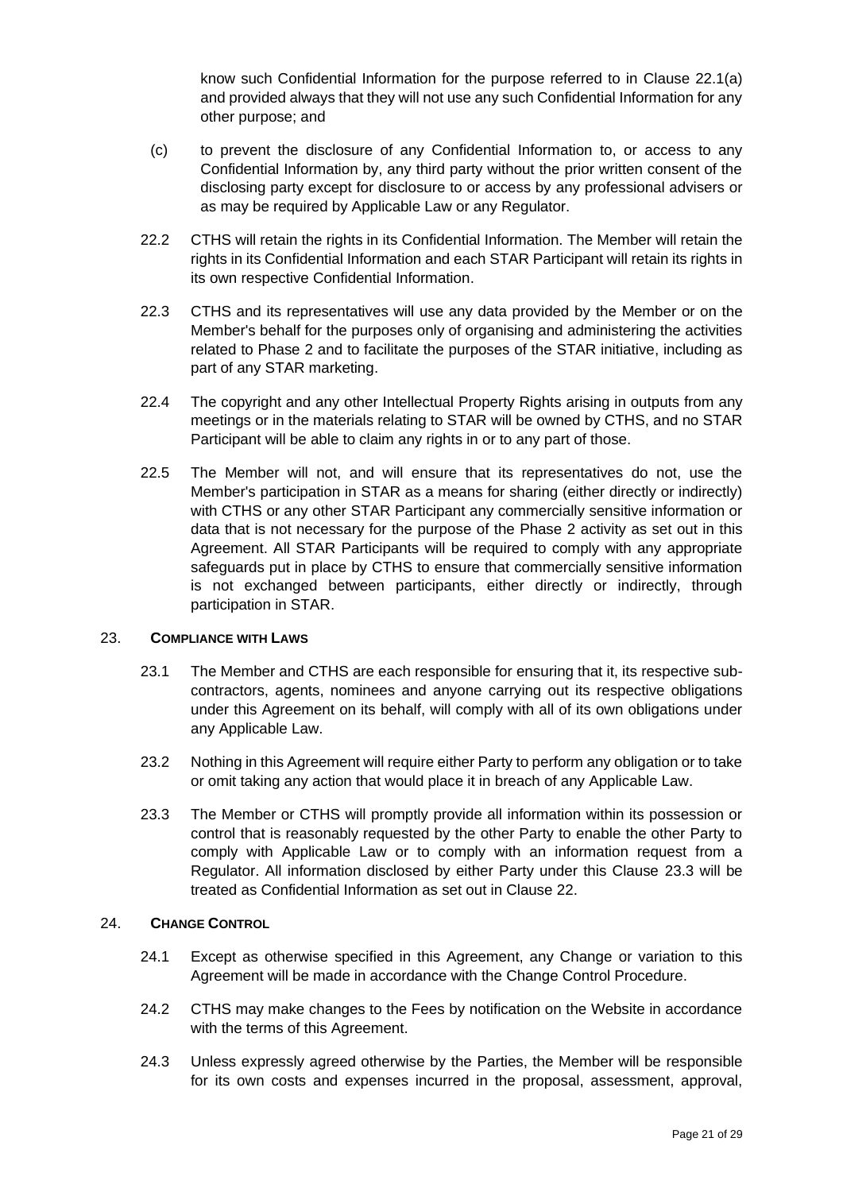know such Confidential Information for the purpose referred to in Clause 22.1(a) and provided always that they will not use any such Confidential Information for any other purpose; and

(c) to prevent the disclosure of any Confidential Information to, or access to any Confidential Information by, any third party without the prior written consent of the disclosing party except for disclosure to or access by any professional advisers or as may be required by Applicable Law or any Regulator.

22.2 CTHS will retain the rights in its Confidential Information. The Member will retain the rights in its Confidential Information and each STAR Participant will retain its rights in its own respective Confidential Information.

22.3 CTHS and its representatives will use any data provided by the Member or on the Member's behalf for the purposes only of organising and administering the activities related to Phase 2 and to facilitate the purposes of the STAR initiative, including as part of any STAR marketing.

22.4 The copyright and any other Intellectual Property Rights arising in outputs from any meetings or in the materials relating to STAR will be owned by CTHS, and no STAR Participant will be able to claim any rights in or to any part of those.

22.5 The Member will not, and will ensure that its representatives do not, use the Member's participation in STAR as a means for sharing (either directly or indirectly) with CTHS or any other STAR Participant any commercially sensitive information or data that is not necessary for the purpose of the Phase 2 activity as set out in this Agreement. All STAR Participants will be required to comply with any appropriate safeguards put in place by CTHS to ensure that commercially sensitive information is not exchanged between participants, either directly or indirectly, through participation in STAR.

## 23. COMPLIANCE WITH LAWS

23.1 The Member and CTHS are each responsible for ensuring that it, its respective sub-contractors, agents, nominees and anyone carrying out its respective obligations under this Agreement on its behalf, will comply with all of its own obligations under any Applicable Law.

23.2 Nothing in this Agreement will require either Party to perform any obligation or to take or omit taking any action that would place it in breach of any Applicable Law.

23.3 The Member or CTHS will promptly provide all information within its possession or control that is reasonably requested by the other Party to enable the other Party to comply with Applicable Law or to comply with an information request from a Regulator. All information disclosed by either Party under this Clause 23.3 will be treated as Confidential Information as set out in Clause 22.

## 24. CHANGE CONTROL

24.1 Except as otherwise specified in this Agreement, any Change or variation to this Agreement will be made in accordance with the Change Control Procedure.

24.2 CTHS may make changes to the Fees by notification on the Website in accordance with the terms of this Agreement.

24.3 Unless expressly agreed otherwise by the Parties, the Member will be responsible for its own costs and expenses incurred in the proposal, assessment, approval,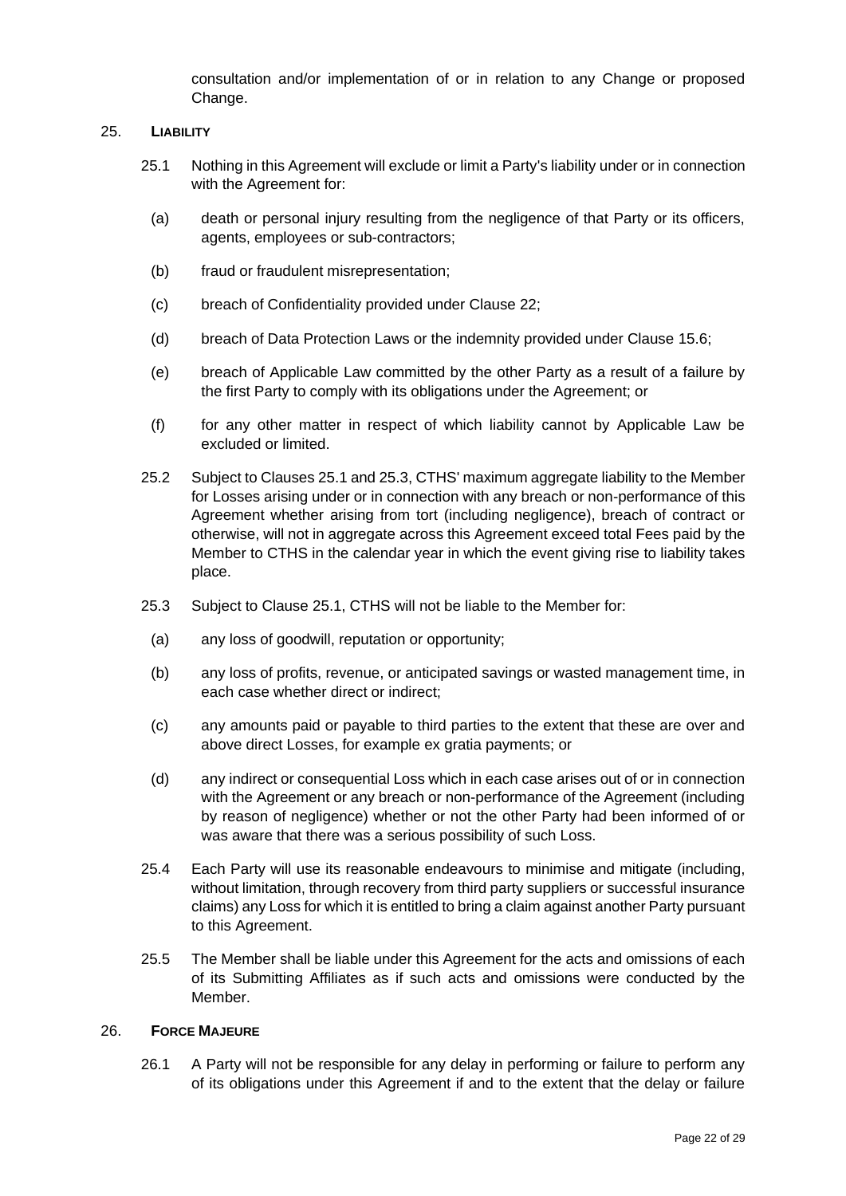consultation and/or implementation of or in relation to any Change or proposed Change.

## 25. LIABILITY

25.1 Nothing in this Agreement will exclude or limit a Party's liability under or in connection with the Agreement for:

(a) death or personal injury resulting from the negligence of that Party or its officers, agents, employees or sub-contractors;

(b) fraud or fraudulent misrepresentation;

(c) breach of Confidentiality provided under Clause 22;

(d) breach of Data Protection Laws or the indemnity provided under Clause 15.6;

(e) breach of Applicable Law committed by the other Party as a result of a failure by the first Party to comply with its obligations under the Agreement; or

(f) for any other matter in respect of which liability cannot by Applicable Law be excluded or limited.

25.2 Subject to Clauses 25.1 and 25.3, CTHS' maximum aggregate liability to the Member for Losses arising under or in connection with any breach or non-performance of this Agreement whether arising from tort (including negligence), breach of contract or otherwise, will not in aggregate across this Agreement exceed total Fees paid by the Member to CTHS in the calendar year in which the event giving rise to liability takes place.

25.3 Subject to Clause 25.1, CTHS will not be liable to the Member for:

(a) any loss of goodwill, reputation or opportunity;

(b) any loss of profits, revenue, or anticipated savings or wasted management time, in each case whether direct or indirect;

(c) any amounts paid or payable to third parties to the extent that these are over and above direct Losses, for example ex gratia payments; or

(d) any indirect or consequential Loss which in each case arises out of or in connection with the Agreement or any breach or non-performance of the Agreement (including by reason of negligence) whether or not the other Party had been informed of or was aware that there was a serious possibility of such Loss.

25.4 Each Party will use its reasonable endeavours to minimise and mitigate (including, without limitation, through recovery from third party suppliers or successful insurance claims) any Loss for which it is entitled to bring a claim against another Party pursuant to this Agreement.

25.5 The Member shall be liable under this Agreement for the acts and omissions of each of its Submitting Affiliates as if such acts and omissions were conducted by the Member.

## 26. FORCE MAJEURE

26.1 A Party will not be responsible for any delay in performing or failure to perform any of its obligations under this Agreement if and to the extent that the delay or failure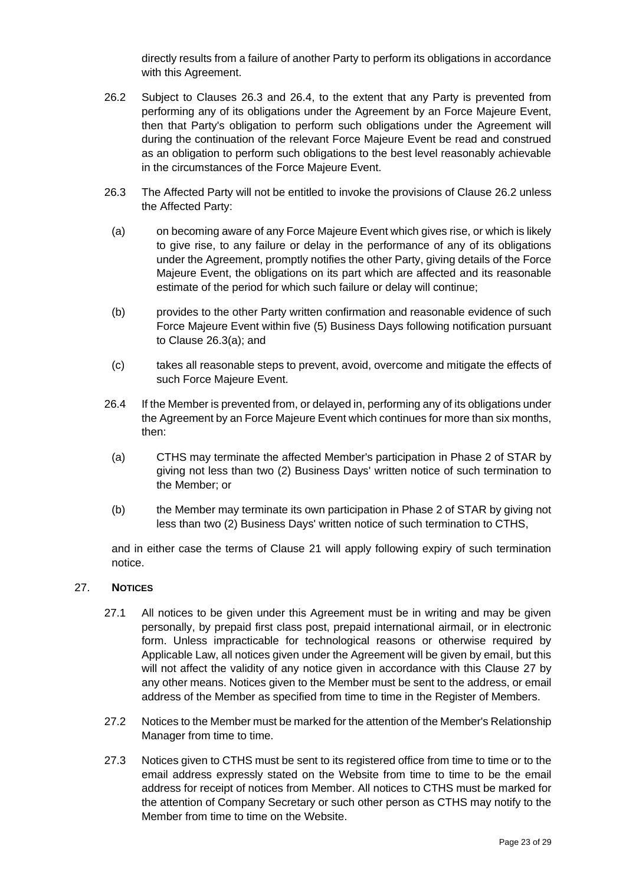directly results from a failure of another Party to perform its obligations in accordance with this Agreement.

26.2 Subject to Clauses 26.3 and 26.4, to the extent that any Party is prevented from performing any of its obligations under the Agreement by an Force Majeure Event, then that Party's obligation to perform such obligations under the Agreement will during the continuation of the relevant Force Majeure Event be read and construed as an obligation to perform such obligations to the best level reasonably achievable in the circumstances of the Force Majeure Event.

26.3 The Affected Party will not be entitled to invoke the provisions of Clause 26.2 unless the Affected Party:

(a) on becoming aware of any Force Majeure Event which gives rise, or which is likely to give rise, to any failure or delay in the performance of any of its obligations under the Agreement, promptly notifies the other Party, giving details of the Force Majeure Event, the obligations on its part which are affected and its reasonable estimate of the period for which such failure or delay will continue;

(b) provides to the other Party written confirmation and reasonable evidence of such Force Majeure Event within five (5) Business Days following notification pursuant to Clause 26.3(a); and

(c) takes all reasonable steps to prevent, avoid, overcome and mitigate the effects of such Force Majeure Event.

26.4 If the Member is prevented from, or delayed in, performing any of its obligations under the Agreement by an Force Majeure Event which continues for more than six months, then:

(a) CTHS may terminate the affected Member's participation in Phase 2 of STAR by giving not less than two (2) Business Days' written notice of such termination to the Member; or

(b) the Member may terminate its own participation in Phase 2 of STAR by giving not less than two (2) Business Days' written notice of such termination to CTHS,

and in either case the terms of Clause 21 will apply following expiry of such termination notice.

## 27. NOTICES

27.1 All notices to be given under this Agreement must be in writing and may be given personally, by prepaid first class post, prepaid international airmail, or in electronic form. Unless impracticable for technological reasons or otherwise required by Applicable Law, all notices given under the Agreement will be given by email, but this will not affect the validity of any notice given in accordance with this Clause 27 by any other means. Notices given to the Member must be sent to the address, or email address of the Member as specified from time to time in the Register of Members.

27.2 Notices to the Member must be marked for the attention of the Member's Relationship Manager from time to time.

27.3 Notices given to CTHS must be sent to its registered office from time to time or to the email address expressly stated on the Website from time to time to be the email address for receipt of notices from Member. All notices to CTHS must be marked for the attention of Company Secretary or such other person as CTHS may notify to the Member from time to time on the Website.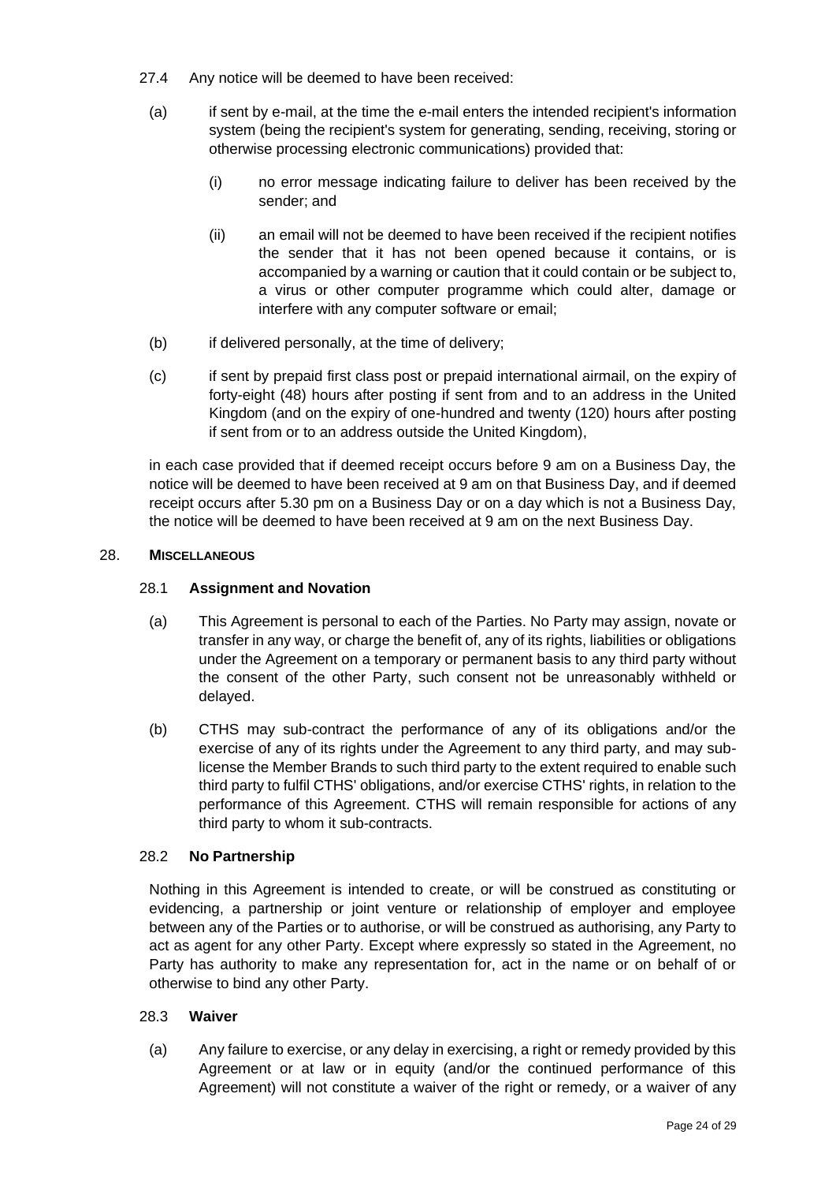27.4 Any notice will be deemed to have been received:

(a) if sent by e-mail, at the time the e-mail enters the intended recipient's information system (being the recipient's system for generating, sending, receiving, storing or otherwise processing electronic communications) provided that:

(i) no error message indicating failure to deliver has been received by the sender; and

(ii) an email will not be deemed to have been received if the recipient notifies the sender that it has not been opened because it contains, or is accompanied by a warning or caution that it could contain or be subject to, a virus or other computer programme which could alter, damage or interfere with any computer software or email;

(b) if delivered personally, at the time of delivery;

(c) if sent by prepaid first class post or prepaid international airmail, on the expiry of forty-eight (48) hours after posting if sent from and to an address in the United Kingdom (and on the expiry of one-hundred and twenty (120) hours after posting if sent from or to an address outside the United Kingdom),

in each case provided that if deemed receipt occurs before 9 am on a Business Day, the notice will be deemed to have been received at 9 am on that Business Day, and if deemed receipt occurs after 5.30 pm on a Business Day or on a day which is not a Business Day, the notice will be deemed to have been received at 9 am on the next Business Day.

28. **MISCELLANEOUS**

28.1 **Assignment and Novation**

(a) This Agreement is personal to each of the Parties. No Party may assign, novate or transfer in any way, or charge the benefit of, any of its rights, liabilities or obligations under the Agreement on a temporary or permanent basis to any third party without the consent of the other Party, such consent not be unreasonably withheld or delayed.

(b) CTHS may sub-contract the performance of any of its obligations and/or the exercise of any of its rights under the Agreement to any third party, and may sub-license the Member Brands to such third party to the extent required to enable such third party to fulfil CTHS' obligations, and/or exercise CTHS' rights, in relation to the performance of this Agreement. CTHS will remain responsible for actions of any third party to whom it sub-contracts.

28.2 **No Partnership**

Nothing in this Agreement is intended to create, or will be construed as constituting or evidencing, a partnership or joint venture or relationship of employer and employee between any of the Parties or to authorise, or will be construed as authorising, any Party to act as agent for any other Party. Except where expressly so stated in the Agreement, no Party has authority to make any representation for, act in the name or on behalf of or otherwise to bind any other Party.

28.3 **Waiver**

(a) Any failure to exercise, or any delay in exercising, a right or remedy provided by this Agreement or at law or in equity (and/or the continued performance of this Agreement) will not constitute a waiver of the right or remedy, or a waiver of any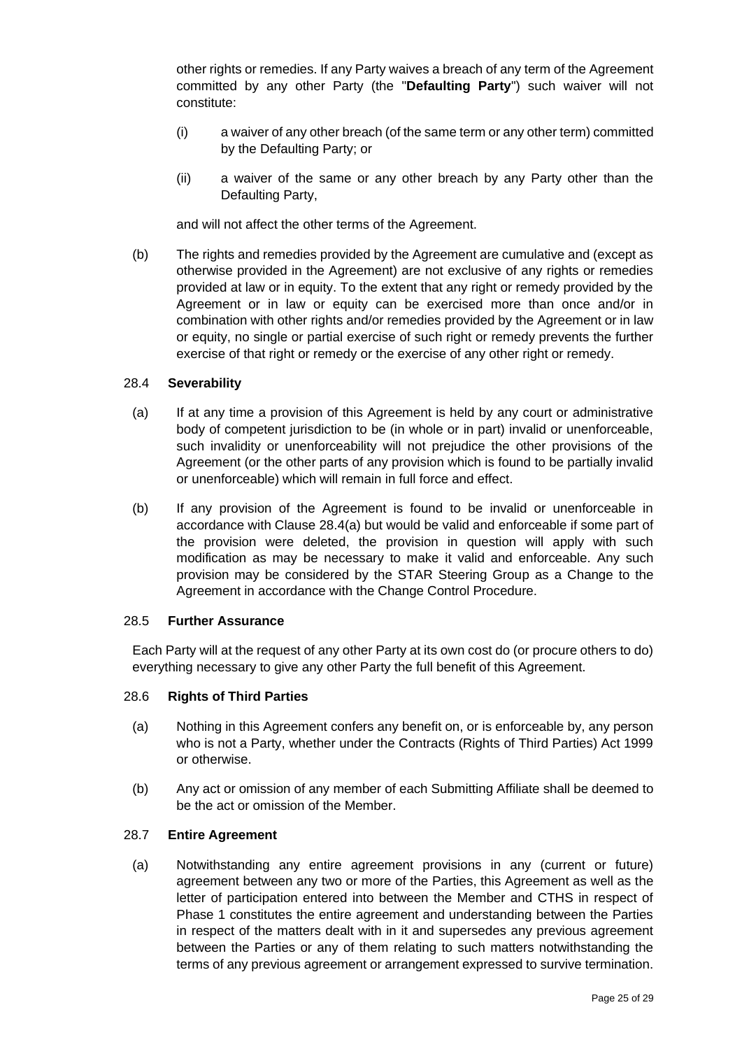other rights or remedies. If any Party waives a breach of any term of the Agreement committed by any other Party (the "**Defaulting Party**") such waiver will not constitute:

(i) a waiver of any other breach (of the same term or any other term) committed by the Defaulting Party; or

(ii) a waiver of the same or any other breach by any Party other than the Defaulting Party,

and will not affect the other terms of the Agreement.

(b) The rights and remedies provided by the Agreement are cumulative and (except as otherwise provided in the Agreement) are not exclusive of any rights or remedies provided at law or in equity. To the extent that any right or remedy provided by the Agreement or in law or equity can be exercised more than once and/or in combination with other rights and/or remedies provided by the Agreement or in law or equity, no single or partial exercise of such right or remedy prevents the further exercise of that right or remedy or the exercise of any other right or remedy.

### 28.4 Severability

(a) If at any time a provision of this Agreement is held by any court or administrative body of competent jurisdiction to be (in whole or in part) invalid or unenforceable, such invalidity or unenforceability will not prejudice the other provisions of the Agreement (or the other parts of any provision which is found to be partially invalid or unenforceable) which will remain in full force and effect.

(b) If any provision of the Agreement is found to be invalid or unenforceable in accordance with Clause 28.4(a) but would be valid and enforceable if some part of the provision were deleted, the provision in question will apply with such modification as may be necessary to make it valid and enforceable. Any such provision may be considered by the STAR Steering Group as a Change to the Agreement in accordance with the Change Control Procedure.

### 28.5 Further Assurance

Each Party will at the request of any other Party at its own cost do (or procure others to do) everything necessary to give any other Party the full benefit of this Agreement.

### 28.6 Rights of Third Parties

(a) Nothing in this Agreement confers any benefit on, or is enforceable by, any person who is not a Party, whether under the Contracts (Rights of Third Parties) Act 1999 or otherwise.

(b) Any act or omission of any member of each Submitting Affiliate shall be deemed to be the act or omission of the Member.

### 28.7 Entire Agreement

(a) Notwithstanding any entire agreement provisions in any (current or future) agreement between any two or more of the Parties, this Agreement as well as the letter of participation entered into between the Member and CTHS in respect of Phase 1 constitutes the entire agreement and understanding between the Parties in respect of the matters dealt with in it and supersedes any previous agreement between the Parties or any of them relating to such matters notwithstanding the terms of any previous agreement or arrangement expressed to survive termination.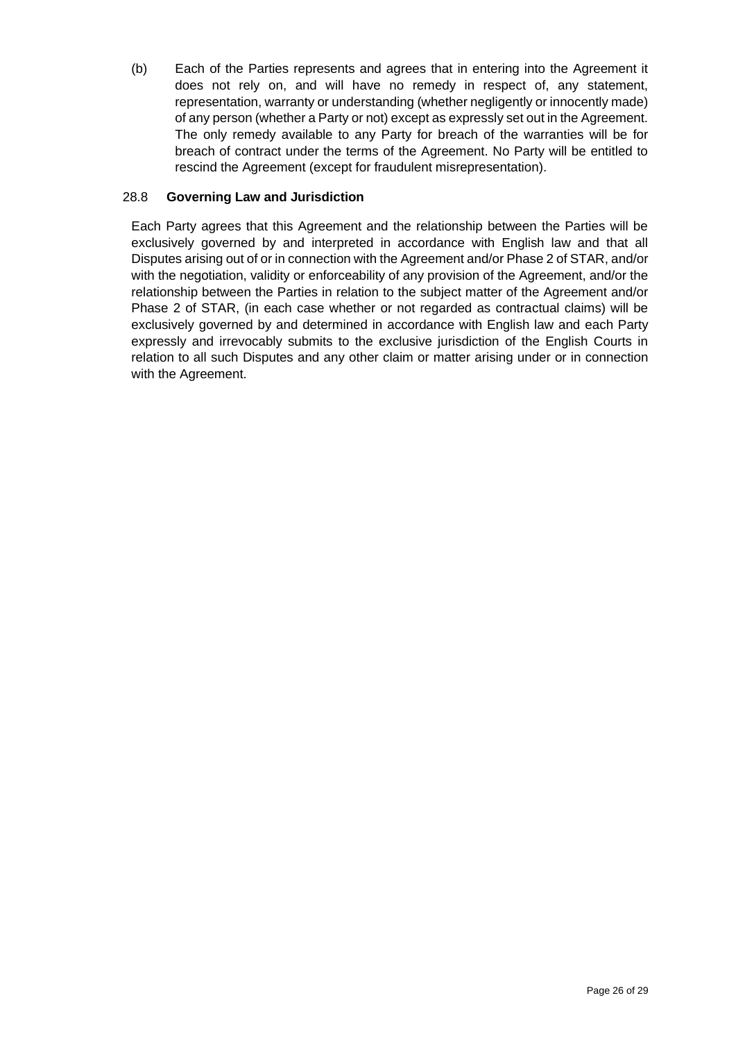(b) Each of the Parties represents and agrees that in entering into the Agreement it does not rely on, and will have no remedy in respect of, any statement, representation, warranty or understanding (whether negligently or innocently made) of any person (whether a Party or not) except as expressly set out in the Agreement. The only remedy available to any Party for breach of the warranties will be for breach of contract under the terms of the Agreement. No Party will be entitled to rescind the Agreement (except for fraudulent misrepresentation).

### 28.8 Governing Law and Jurisdiction

Each Party agrees that this Agreement and the relationship between the Parties will be exclusively governed by and interpreted in accordance with English law and that all Disputes arising out of or in connection with the Agreement and/or Phase 2 of STAR, and/or with the negotiation, validity or enforceability of any provision of the Agreement, and/or the relationship between the Parties in relation to the subject matter of the Agreement and/or Phase 2 of STAR, (in each case whether or not regarded as contractual claims) will be exclusively governed by and determined in accordance with English law and each Party expressly and irrevocably submits to the exclusive jurisdiction of the English Courts in relation to all such Disputes and any other claim or matter arising under or in connection with the Agreement.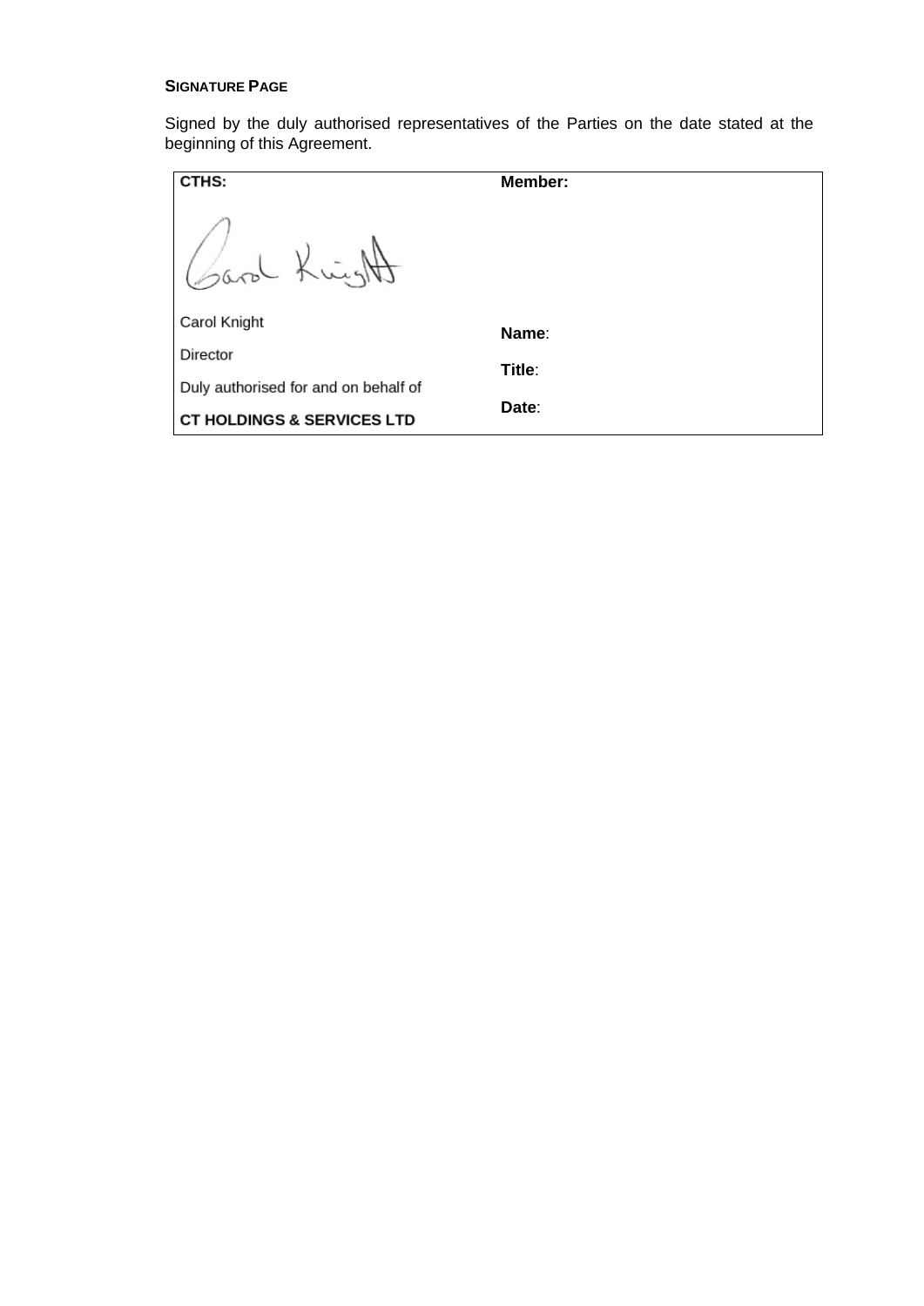**SIGNATURE PAGE**

Signed by the duly authorised representatives of the Parties on the date stated at the beginning of this Agreement.

| CTHS: | Member: |
| --- | --- |
| Carol Knight<br>Director<br>Duly authorised for and on behalf of<br>**CT HOLDINGS & SERVICES LTD** | **Name**:<br>**Title**:<br>**Date**: |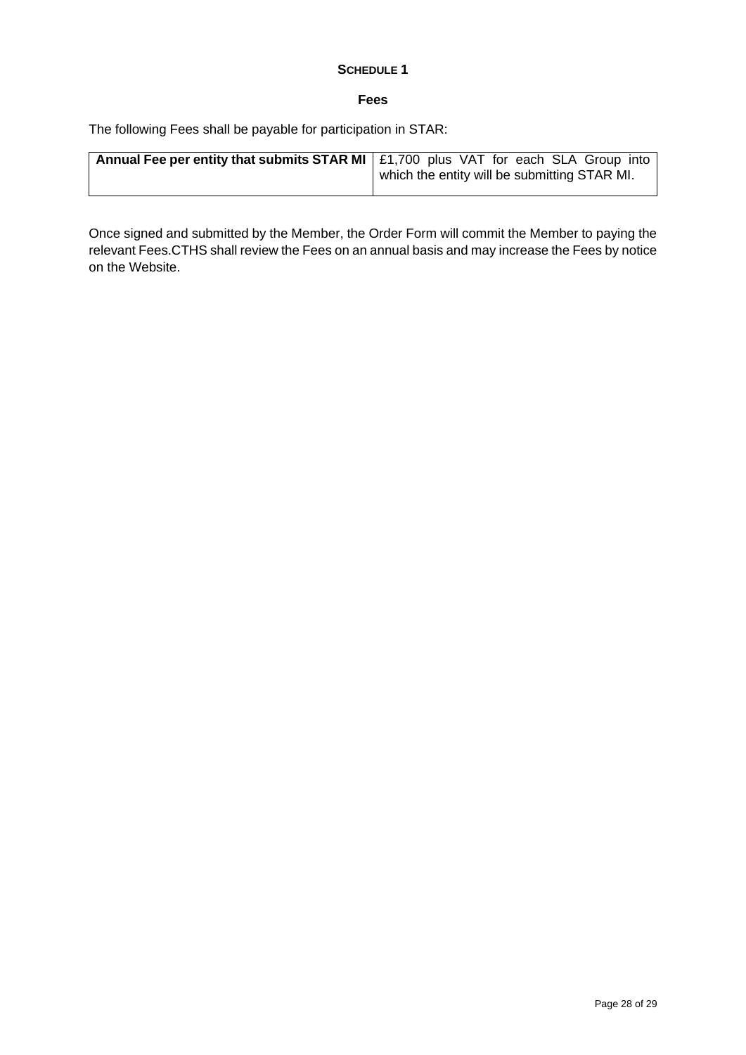## SCHEDULE 1

### Fees

The following Fees shall be payable for participation in STAR:

| | |
|---|---|
| **Annual Fee per entity that submits STAR MI** | £1,700 plus VAT for each SLA Group into which the entity will be submitting STAR MI. |

Once signed and submitted by the Member, the Order Form will commit the Member to paying the relevant Fees.CTHS shall review the Fees on an annual basis and may increase the Fees by notice on the Website.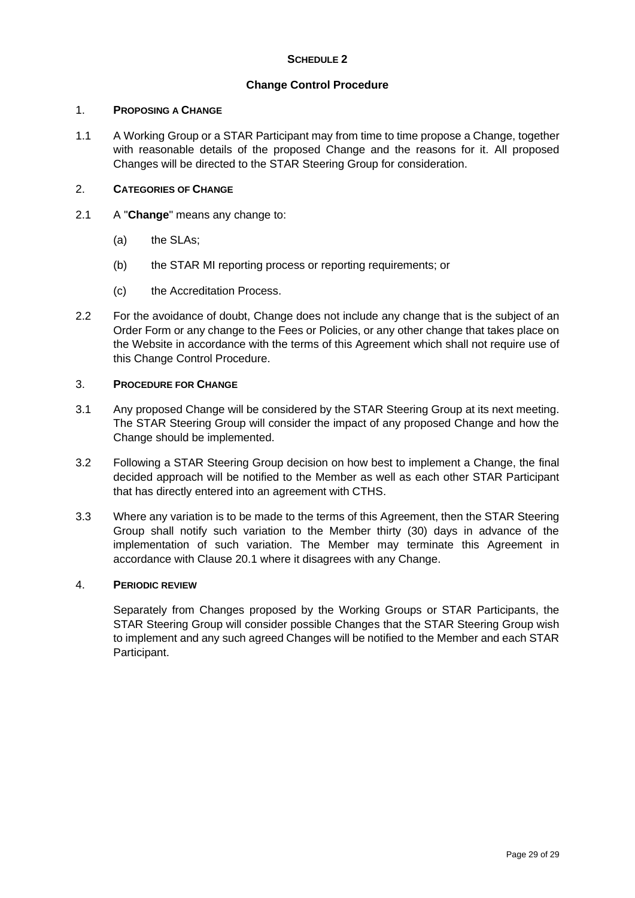## SCHEDULE 2

### Change Control Procedure

1. **PROPOSING A CHANGE**

1.1 A Working Group or a STAR Participant may from time to time propose a Change, together with reasonable details of the proposed Change and the reasons for it. All proposed Changes will be directed to the STAR Steering Group for consideration.

2. **CATEGORIES OF CHANGE**

2.1 A "**Change**" means any change to:

(a) the SLAs;

(b) the STAR MI reporting process or reporting requirements; or

(c) the Accreditation Process.

2.2 For the avoidance of doubt, Change does not include any change that is the subject of an Order Form or any change to the Fees or Policies, or any other change that takes place on the Website in accordance with the terms of this Agreement which shall not require use of this Change Control Procedure.

3. **PROCEDURE FOR CHANGE**

3.1 Any proposed Change will be considered by the STAR Steering Group at its next meeting. The STAR Steering Group will consider the impact of any proposed Change and how the Change should be implemented.

3.2 Following a STAR Steering Group decision on how best to implement a Change, the final decided approach will be notified to the Member as well as each other STAR Participant that has directly entered into an agreement with CTHS.

3.3 Where any variation is to be made to the terms of this Agreement, then the STAR Steering Group shall notify such variation to the Member thirty (30) days in advance of the implementation of such variation. The Member may terminate this Agreement in accordance with Clause 20.1 where it disagrees with any Change.

4. **PERIODIC REVIEW**

Separately from Changes proposed by the Working Groups or STAR Participants, the STAR Steering Group will consider possible Changes that the STAR Steering Group wish to implement and any such agreed Changes will be notified to the Member and each STAR Participant.